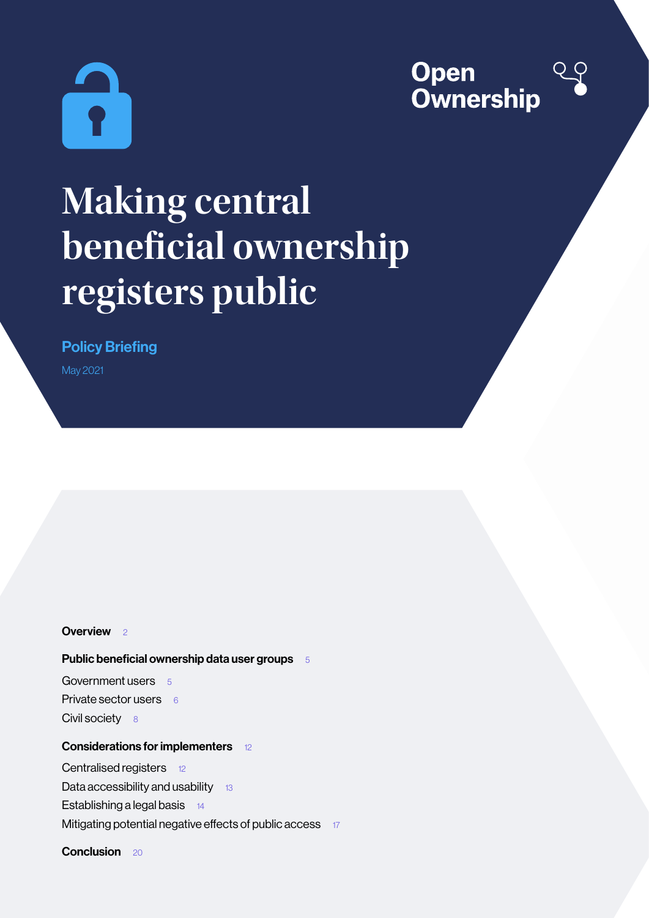Open Ownership

# Making central beneficial ownership registers public

**Policy Briefing**

May 2021

**Overview** 2

**Public beneficial ownership data user groups** 5

Government users 5

Private sector users 6

Civil society 8

**Considerations for implementers** 12

Centralised registers 12

Data accessibility and usability 13

Establishing a legal basis 14

Mitigating potential negative effects of public access 17

**Conclusion** 20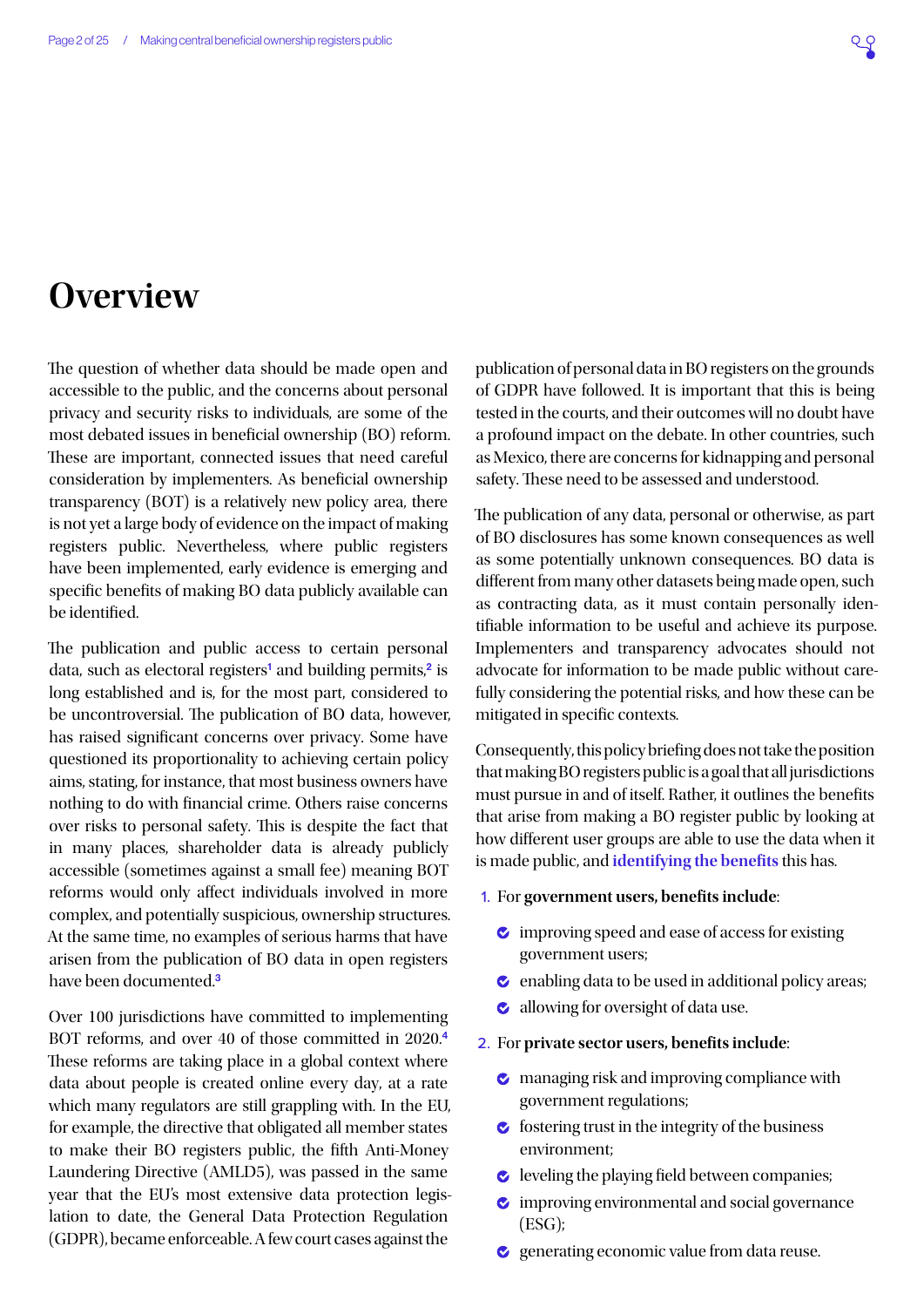# Overview

The question of whether data should be made open and accessible to the public, and the concerns about personal privacy and security risks to individuals, are some of the most debated issues in beneficial ownership (BO) reform. These are important, connected issues that need careful consideration by implementers. As beneficial ownership transparency (BOT) is a relatively new policy area, there is not yet a large body of evidence on the impact of making registers public. Nevertheless, where public registers have been implemented, early evidence is emerging and specific benefits of making BO data publicly available can be identified.

The publication and public access to certain personal data, such as electoral registers[1] and building permits,[2] is long established and is, for the most part, considered to be uncontroversial. The publication of BO data, however, has raised significant concerns over privacy. Some have questioned its proportionality to achieving certain policy aims, stating, for instance, that most business owners have nothing to do with financial crime. Others raise concerns over risks to personal safety. This is despite the fact that in many places, shareholder data is already publicly accessible (sometimes against a small fee) meaning BOT reforms would only affect individuals involved in more complex, and potentially suspicious, ownership structures. At the same time, no examples of serious harms that have arisen from the publication of BO data in open registers have been documented.[3]

Over 100 jurisdictions have committed to implementing BOT reforms, and over 40 of those committed in 2020.[4] These reforms are taking place in a global context where data about people is created online every day, at a rate which many regulators are still grappling with. In the EU, for example, the directive that obligated all member states to make their BO registers public, the fifth Anti-Money Laundering Directive (AMLD5), was passed in the same year that the EU's most extensive data protection legislation to date, the General Data Protection Regulation (GDPR), became enforceable. A few court cases against the publication of personal data in BO registers on the grounds of GDPR have followed. It is important that this is being tested in the courts, and their outcomes will no doubt have a profound impact on the debate. In other countries, such as Mexico, there are concerns for kidnapping and personal safety. These need to be assessed and understood.

The publication of any data, personal or otherwise, as part of BO disclosures has some known consequences as well as some potentially unknown consequences. BO data is different from many other datasets being made open, such as contracting data, as it must contain personally identifiable information to be useful and achieve its purpose. Implementers and transparency advocates should not advocate for information to be made public without carefully considering the potential risks, and how these can be mitigated in specific contexts.

Consequently, this policy briefing does not take the position that making BO registers public is a goal that all jurisdictions must pursue in and of itself. Rather, it outlines the benefits that arise from making a BO register public by looking at how different user groups are able to use the data when it is made public, and **identifying the benefits** this has.

1. For **government users, benefits include**:
   - improving speed and ease of access for existing government users;
   - enabling data to be used in additional policy areas;
   - allowing for oversight of data use.
2. For **private sector users, benefits include**:
   - managing risk and improving compliance with government regulations;
   - fostering trust in the integrity of the business environment;
   - leveling the playing field between companies;
   - improving environmental and social governance (ESG);
   - generating economic value from data reuse.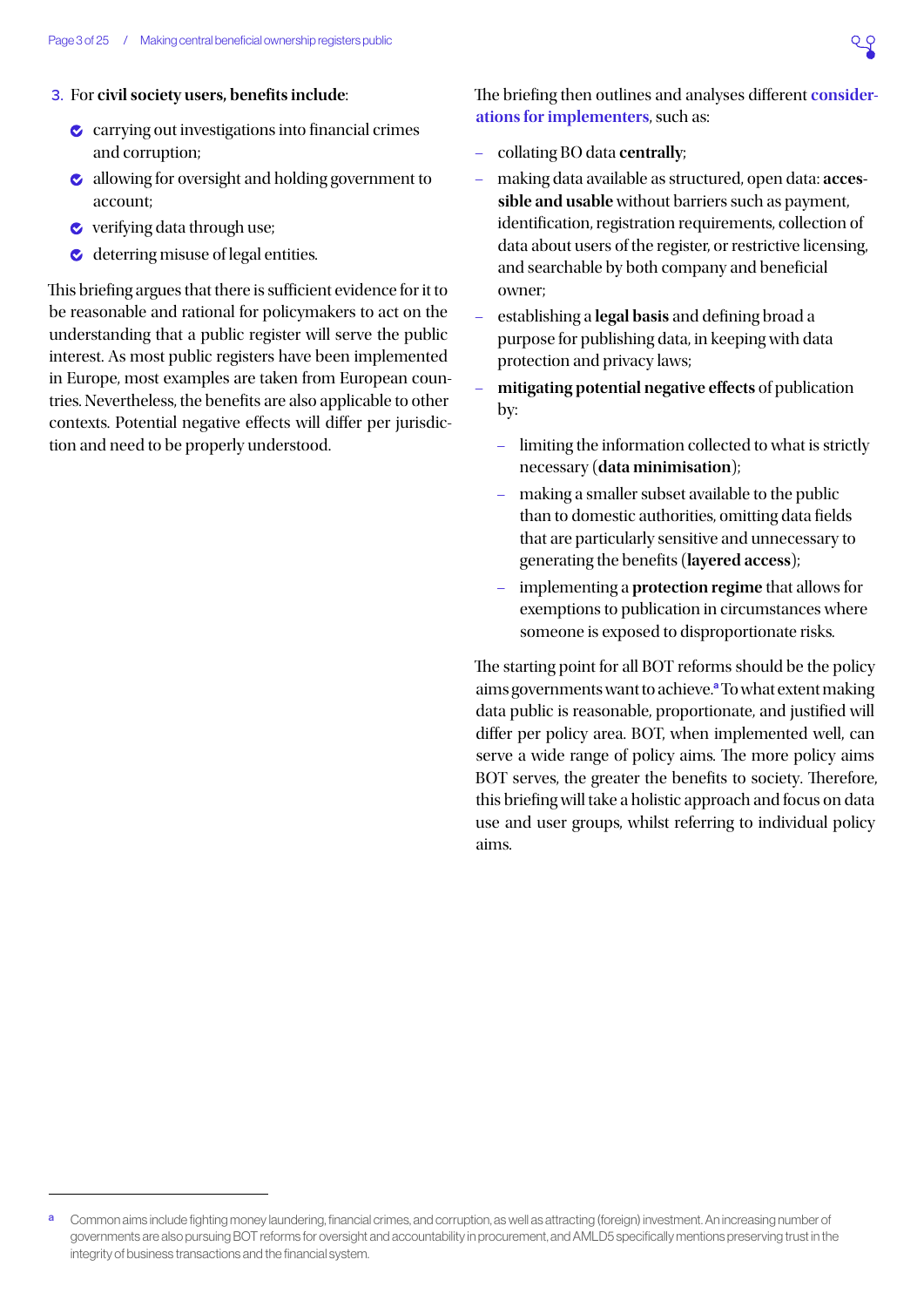3. For **civil society users, benefits include**:

- carrying out investigations into financial crimes and corruption;
- allowing for oversight and holding government to account;
- verifying data through use;
- deterring misuse of legal entities.

This briefing argues that there is sufficient evidence for it to be reasonable and rational for policymakers to act on the understanding that a public register will serve the public interest. As most public registers have been implemented in Europe, most examples are taken from European countries. Nevertheless, the benefits are also applicable to other contexts. Potential negative effects will differ per jurisdiction and need to be properly understood.

The briefing then outlines and analyses different **considerations for implementers**, such as:

- collating BO data **centrally**;
- making data available as structured, open data: **accessible and usable** without barriers such as payment, identification, registration requirements, collection of data about users of the register, or restrictive licensing, and searchable by both company and beneficial owner;
- establishing a **legal basis** and defining broad a purpose for publishing data, in keeping with data protection and privacy laws;
- **mitigating potential negative effects** of publication by:
  - limiting the information collected to what is strictly necessary (**data minimisation**);
  - making a smaller subset available to the public than to domestic authorities, omitting data fields that are particularly sensitive and unnecessary to generating the benefits (**layered access**);
  - implementing a **protection regime** that allows for exemptions to publication in circumstances where someone is exposed to disproportionate risks.

The starting point for all BOT reforms should be the policy aims governments want to achieve.[a] To what extent making data public is reasonable, proportionate, and justified will differ per policy area. BOT, when implemented well, can serve a wide range of policy aims. The more policy aims BOT serves, the greater the benefits to society. Therefore, this briefing will take a holistic approach and focus on data use and user groups, whilst referring to individual policy aims.

---

[a] Common aims include fighting money laundering, financial crimes, and corruption, as well as attracting (foreign) investment. An increasing number of governments are also pursuing BOT reforms for oversight and accountability in procurement, and AMLD5 specifically mentions preserving trust in the integrity of business transactions and the financial system.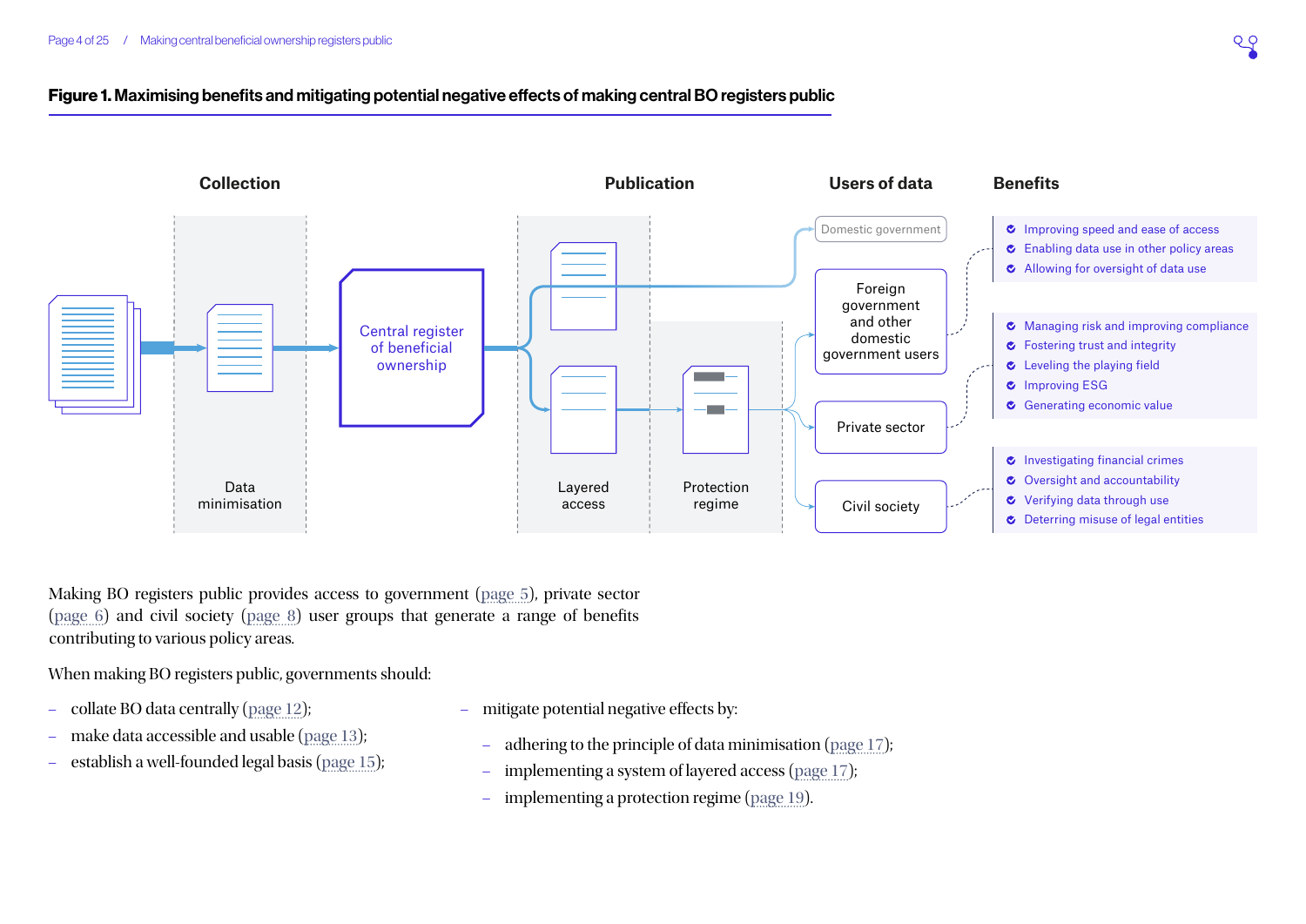**Figure 1. Maximising benefits and mitigating potential negative effects of making central BO registers public**

| Collection | | Publication | | Users of data | Benefits |
|---|---|---|---|---|---|
| Data minimisation | Central register of beneficial ownership | Layered access | Protection regime | Domestic government | Improving speed and ease of access; Enabling data use in other policy areas; Allowing for oversight of data use |
| | | | | Foreign government and other domestic government users | |
| | | | | Private sector | Managing risk and improving compliance; Fostering trust and integrity; Leveling the playing field; Improving ESG; Generating economic value |
| | | | | Civil society | Investigating financial crimes; Oversight and accountability; Verifying data through use; Deterring misuse of legal entities |

Making BO registers public provides access to government (page 5), private sector (page 6) and civil society (page 8) user groups that generate a range of benefits contributing to various policy areas.

When making BO registers public, governments should:

- collate BO data centrally (page 12);
- make data accessible and usable (page 13);
- establish a well-founded legal basis (page 15);
- mitigate potential negative effects by:
  - adhering to the principle of data minimisation (page 17);
  - implementing a system of layered access (page 17);
  - implementing a protection regime (page 19).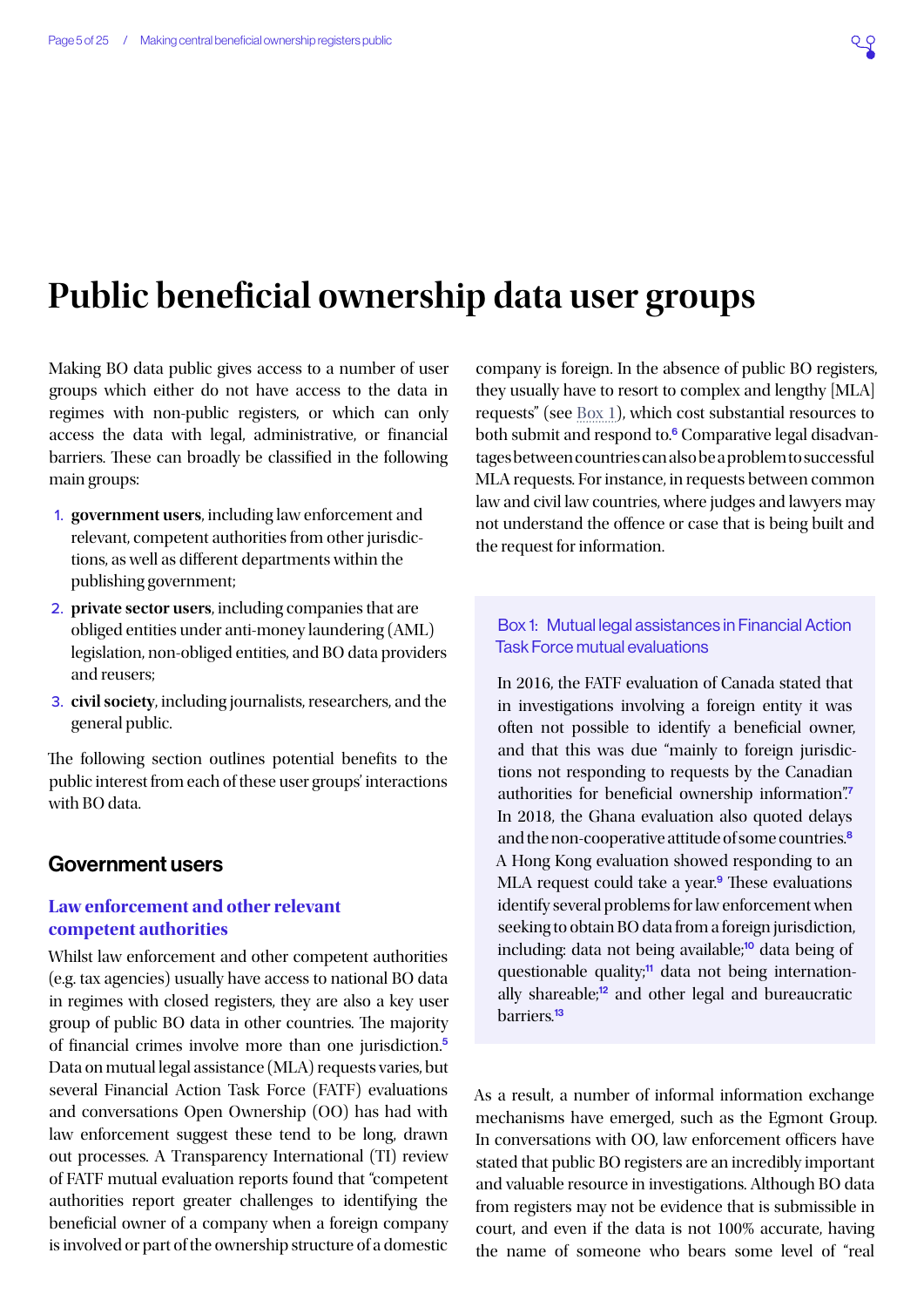# Public beneficial ownership data user groups

Making BO data public gives access to a number of user groups which either do not have access to the data in regimes with non-public registers, or which can only access the data with legal, administrative, or financial barriers. These can broadly be classified in the following main groups:

1. **government users**, including law enforcement and relevant, competent authorities from other jurisdictions, as well as different departments within the publishing government;
2. **private sector users**, including companies that are obliged entities under anti-money laundering (AML) legislation, non-obliged entities, and BO data providers and reusers;
3. **civil society**, including journalists, researchers, and the general public.

The following section outlines potential benefits to the public interest from each of these user groups' interactions with BO data.

## Government users

### Law enforcement and other relevant competent authorities

Whilst law enforcement and other competent authorities (e.g. tax agencies) usually have access to national BO data in regimes with closed registers, they are also a key user group of public BO data in other countries. The majority of financial crimes involve more than one jurisdiction.[5] Data on mutual legal assistance (MLA) requests varies, but several Financial Action Task Force (FATF) evaluations and conversations Open Ownership (OO) has had with law enforcement suggest these tend to be long, drawn out processes. A Transparency International (TI) review of FATF mutual evaluation reports found that "competent authorities report greater challenges to identifying the beneficial owner of a company when a foreign company is involved or part of the ownership structure of a domestic company is foreign. In the absence of public BO registers, they usually have to resort to complex and lengthy [MLA] requests" (see Box 1), which cost substantial resources to both submit and respond to.[6] Comparative legal disadvantages between countries can also be a problem to successful MLA requests. For instance, in requests between common law and civil law countries, where judges and lawyers may not understand the offence or case that is being built and the request for information.

> **Box 1: Mutual legal assistances in Financial Action Task Force mutual evaluations**
>
> In 2016, the FATF evaluation of Canada stated that in investigations involving a foreign entity it was often not possible to identify a beneficial owner, and that this was due "mainly to foreign jurisdictions not responding to requests by the Canadian authorities for beneficial ownership information".[7] In 2018, the Ghana evaluation also quoted delays and the non-cooperative attitude of some countries.[8] A Hong Kong evaluation showed responding to an MLA request could take a year.[9] These evaluations identify several problems for law enforcement when seeking to obtain BO data from a foreign jurisdiction, including: data not being available;[10] data being of questionable quality;[11] data not being internationally shareable;[12] and other legal and bureaucratic barriers.[13]

As a result, a number of informal information exchange mechanisms have emerged, such as the Egmont Group. In conversations with OO, law enforcement officers have stated that public BO registers are an incredibly important and valuable resource in investigations. Although BO data from registers may not be evidence that is submissible in court, and even if the data is not 100% accurate, having the name of someone who bears some level of "real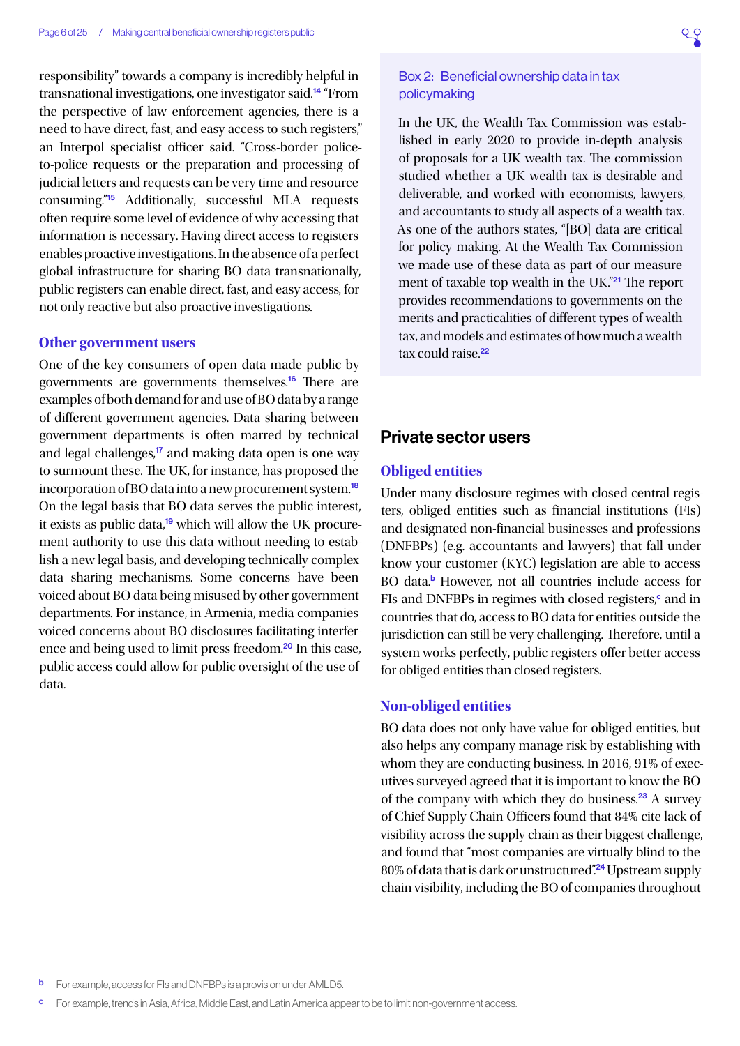responsibility" towards a company is incredibly helpful in transnational investigations, one investigator said.[14] "From the perspective of law enforcement agencies, there is a need to have direct, fast, and easy access to such registers," an Interpol specialist officer said. "Cross-border police-to-police requests or the preparation and processing of judicial letters and requests can be very time and resource consuming."[15] Additionally, successful MLA requests often require some level of evidence of why accessing that information is necessary. Having direct access to registers enables proactive investigations. In the absence of a perfect global infrastructure for sharing BO data transnationally, public registers can enable direct, fast, and easy access, for not only reactive but also proactive investigations.

### Other government users

One of the key consumers of open data made public by governments are governments themselves.[16] There are examples of both demand for and use of BO data by a range of different government agencies. Data sharing between government departments is often marred by technical and legal challenges,[17] and making data open is one way to surmount these. The UK, for instance, has proposed the incorporation of BO data into a new procurement system.[18] On the legal basis that BO data serves the public interest, it exists as public data,[19] which will allow the UK procurement authority to use this data without needing to establish a new legal basis, and developing technically complex data sharing mechanisms. Some concerns have been voiced about BO data being misused by other government departments. For instance, in Armenia, media companies voiced concerns about BO disclosures facilitating interference and being used to limit press freedom.[20] In this case, public access could allow for public oversight of the use of data.

> **Box 2: Beneficial ownership data in tax policymaking**
>
> In the UK, the Wealth Tax Commission was established in early 2020 to provide in-depth analysis of proposals for a UK wealth tax. The commission studied whether a UK wealth tax is desirable and deliverable, and worked with economists, lawyers, and accountants to study all aspects of a wealth tax. As one of the authors states, "[BO] data are critical for policy making. At the Wealth Tax Commission we made use of these data as part of our measurement of taxable top wealth in the UK."[21] The report provides recommendations to governments on the merits and practicalities of different types of wealth tax, and models and estimates of how much a wealth tax could raise.[22]

## Private sector users

### Obliged entities

Under many disclosure regimes with closed central registers, obliged entities such as financial institutions (FIs) and designated non-financial businesses and professions (DNFBPs) (e.g. accountants and lawyers) that fall under know your customer (KYC) legislation are able to access BO data.[b] However, not all countries include access for FIs and DNFBPs in regimes with closed registers,[c] and in countries that do, access to BO data for entities outside the jurisdiction can still be very challenging. Therefore, until a system works perfectly, public registers offer better access for obliged entities than closed registers.

### Non-obliged entities

BO data does not only have value for obliged entities, but also helps any company manage risk by establishing with whom they are conducting business. In 2016, 91% of executives surveyed agreed that it is important to know the BO of the company with which they do business.[23] A survey of Chief Supply Chain Officers found that 84% cite lack of visibility across the supply chain as their biggest challenge, and found that "most companies are virtually blind to the 80% of data that is dark or unstructured".[24] Upstream supply chain visibility, including the BO of companies throughout

---

[b] For example, access for FIs and DNFBPs is a provision under AMLD5.

[c] For example, trends in Asia, Africa, Middle East, and Latin America appear to be to limit non-government access.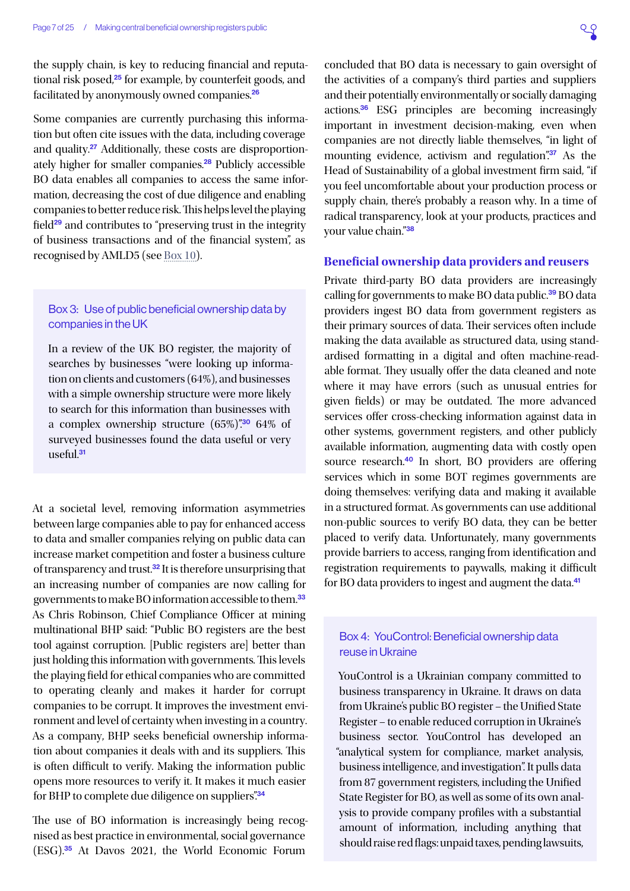the supply chain, is key to reducing financial and reputational risk posed,[25] for example, by counterfeit goods, and facilitated by anonymously owned companies.[26]

Some companies are currently purchasing this information but often cite issues with the data, including coverage and quality.[27] Additionally, these costs are disproportionately higher for smaller companies.[28] Publicly accessible BO data enables all companies to access the same information, decreasing the cost of due diligence and enabling companies to better reduce risk. This helps level the playing field[29] and contributes to "preserving trust in the integrity of business transactions and of the financial system", as recognised by AMLD5 (see Box 10).

> **Box 3: Use of public beneficial ownership data by companies in the UK**
>
> In a review of the UK BO register, the majority of searches by businesses "were looking up information on clients and customers (64%), and businesses with a simple ownership structure were more likely to search for this information than businesses with a complex ownership structure (65%)".[30] 64% of surveyed businesses found the data useful or very useful.[31]

At a societal level, removing information asymmetries between large companies able to pay for enhanced access to data and smaller companies relying on public data can increase market competition and foster a business culture of transparency and trust.[32] It is therefore unsurprising that an increasing number of companies are now calling for governments to make BO information accessible to them.[33] As Chris Robinson, Chief Compliance Officer at mining multinational BHP said: "Public BO registers are the best tool against corruption. [Public registers are] better than just holding this information with governments. This levels the playing field for ethical companies who are committed to operating cleanly and makes it harder for corrupt companies to be corrupt. It improves the investment environment and level of certainty when investing in a country. As a company, BHP seeks beneficial ownership information about companies it deals with and its suppliers. This is often difficult to verify. Making the information public opens more resources to verify it. It makes it much easier for BHP to complete due diligence on suppliers."[34]

The use of BO information is increasingly being recognised as best practice in environmental, social governance (ESG).[35] At Davos 2021, the World Economic Forum concluded that BO data is necessary to gain oversight of the activities of a company's third parties and suppliers and their potentially environmentally or socially damaging actions.[36] ESG principles are becoming increasingly important in investment decision-making, even when companies are not directly liable themselves, "in light of mounting evidence, activism and regulation".[37] As the Head of Sustainability of a global investment firm said, "if you feel uncomfortable about your production process or supply chain, there's probably a reason why. In a time of radical transparency, look at your products, practices and your value chain."[38]

## Beneficial ownership data providers and reusers

Private third-party BO data providers are increasingly calling for governments to make BO data public.[39] BO data providers ingest BO data from government registers as their primary sources of data. Their services often include making the data available as structured data, using standardised formatting in a digital and often machine-readable format. They usually offer the data cleaned and note where it may have errors (such as unusual entries for given fields) or may be outdated. The more advanced services offer cross-checking information against data in other systems, government registers, and other publicly available information, augmenting data with costly open source research.[40] In short, BO providers are offering services which in some BOT regimes governments are doing themselves: verifying data and making it available in a structured format. As governments can use additional non-public sources to verify BO data, they can be better placed to verify data. Unfortunately, many governments provide barriers to access, ranging from identification and registration requirements to paywalls, making it difficult for BO data providers to ingest and augment the data.[41]

> **Box 4: YouControl: Beneficial ownership data reuse in Ukraine**
>
> YouControl is a Ukrainian company committed to business transparency in Ukraine. It draws on data from Ukraine's public BO register – the Unified State Register – to enable reduced corruption in Ukraine's business sector. YouControl has developed an "analytical system for compliance, market analysis, business intelligence, and investigation". It pulls data from 87 government registers, including the Unified State Register for BO, as well as some of its own analysis to provide company profiles with a substantial amount of information, including anything that should raise red flags: unpaid taxes, pending lawsuits,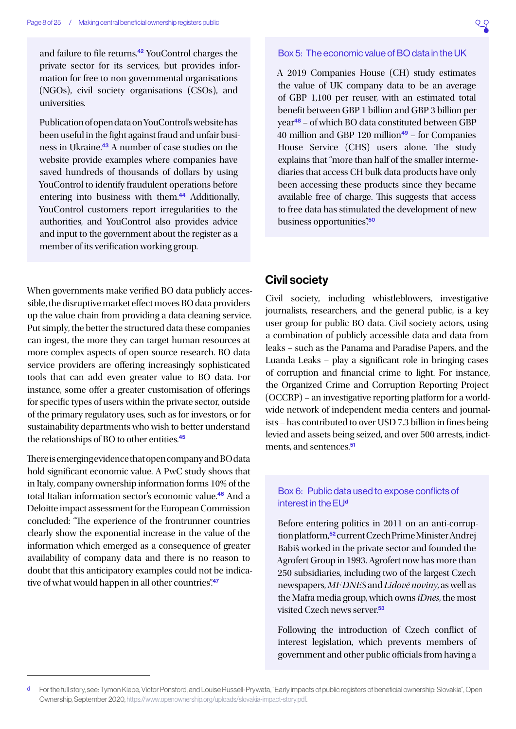and failure to file returns.[42] YouControl charges the private sector for its services, but provides information for free to non-governmental organisations (NGOs), civil society organisations (CSOs), and universities.

Publication of open data on YouControl's website has been useful in the fight against fraud and unfair business in Ukraine.[43] A number of case studies on the website provide examples where companies have saved hundreds of thousands of dollars by using YouControl to identify fraudulent operations before entering into business with them.[44] Additionally, YouControl customers report irregularities to the authorities, and YouControl also provides advice and input to the government about the register as a member of its verification working group.

When governments make verified BO data publicly accessible, the disruptive market effect moves BO data providers up the value chain from providing a data cleaning service. Put simply, the better the structured data these companies can ingest, the more they can target human resources at more complex aspects of open source research. BO data service providers are offering increasingly sophisticated tools that can add even greater value to BO data. For instance, some offer a greater customisation of offerings for specific types of users within the private sector, outside of the primary regulatory uses, such as for investors, or for sustainability departments who wish to better understand the relationships of BO to other entities.[45]

There is emerging evidence that open company and BO data hold significant economic value. A PwC study shows that in Italy, company ownership information forms 10% of the total Italian information sector's economic value.[46] And a Deloitte impact assessment for the European Commission concluded: "The experience of the frontrunner countries clearly show the exponential increase in the value of the information which emerged as a consequence of greater availability of company data and there is no reason to doubt that this anticipatory examples could not be indicative of what would happen in all other countries".[47]

### Box 5: The economic value of BO data in the UK

A 2019 Companies House (CH) study estimates the value of UK company data to be an average of GBP 1,100 per reuser, with an estimated total benefit between GBP 1 billion and GBP 3 billion per year[48] – of which BO data constituted between GBP 40 million and GBP 120 million[49] – for Companies House Service (CHS) users alone. The study explains that "more than half of the smaller intermediaries that access CH bulk data products have only been accessing these products since they became available free of charge. This suggests that access to free data has stimulated the development of new business opportunities".[50]

## Civil society

Civil society, including whistleblowers, investigative journalists, researchers, and the general public, is a key user group for public BO data. Civil society actors, using a combination of publicly accessible data and data from leaks – such as the Panama and Paradise Papers, and the Luanda Leaks – play a significant role in bringing cases of corruption and financial crime to light. For instance, the Organized Crime and Corruption Reporting Project (OCCRP) – an investigative reporting platform for a worldwide network of independent media centers and journalists – has contributed to over USD 7.3 billion in fines being levied and assets being seized, and over 500 arrests, indictments, and sentences.[51]

### Box 6: Public data used to expose conflicts of interest in the EU[d]

Before entering politics in 2011 on an anti-corruption platform,[52] current Czech Prime Minister Andrej Babiš worked in the private sector and founded the Agrofert Group in 1993. Agrofert now has more than 250 subsidiaries, including two of the largest Czech newspapers, *MF DNES* and *Lidové noviny*, as well as the Mafra media group, which owns *iDnes*, the most visited Czech news server.[53]

Following the introduction of Czech conflict of interest legislation, which prevents members of government and other public officials from having a

---

[d] For the full story, see: Tymon Kiepe, Victor Ponsford, and Louise Russell-Prywata, "Early impacts of public registers of beneficial ownership: Slovakia", Open Ownership, September 2020, https://www.openownership.org/uploads/slovakia-impact-story.pdf.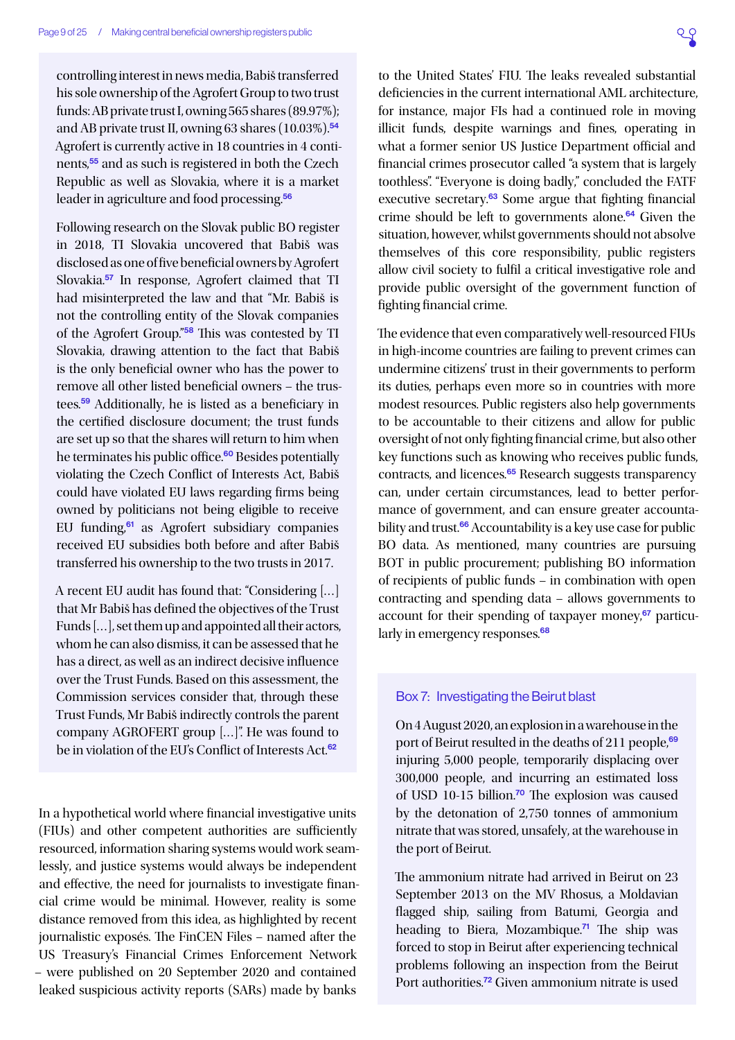controlling interest in news media, Babiš transferred his sole ownership of the Agrofert Group to two trust funds: AB private trust I, owning 565 shares (89.97%); and AB private trust II, owning 63 shares (10.03%).[54] Agrofert is currently active in 18 countries in 4 continents,[55] and as such is registered in both the Czech Republic as well as Slovakia, where it is a market leader in agriculture and food processing.[56]

Following research on the Slovak public BO register in 2018, TI Slovakia uncovered that Babiš was disclosed as one of five beneficial owners by Agrofert Slovakia.[57] In response, Agrofert claimed that TI had misinterpreted the law and that "Mr. Babiš is not the controlling entity of the Slovak companies of the Agrofert Group."[58] This was contested by TI Slovakia, drawing attention to the fact that Babiš is the only beneficial owner who has the power to remove all other listed beneficial owners – the trustees.[59] Additionally, he is listed as a beneficiary in the certified disclosure document; the trust funds are set up so that the shares will return to him when he terminates his public office.[60] Besides potentially violating the Czech Conflict of Interests Act, Babiš could have violated EU laws regarding firms being owned by politicians not being eligible to receive EU funding,[61] as Agrofert subsidiary companies received EU subsidies both before and after Babiš transferred his ownership to the two trusts in 2017.

A recent EU audit has found that: "Considering […] that Mr Babiš has defined the objectives of the Trust Funds […], set them up and appointed all their actors, whom he can also dismiss, it can be assessed that he has a direct, as well as an indirect decisive influence over the Trust Funds. Based on this assessment, the Commission services consider that, through these Trust Funds, Mr Babiš indirectly controls the parent company AGROFERT group […]". He was found to be in violation of the EU's Conflict of Interests Act.[62]

In a hypothetical world where financial investigative units (FIUs) and other competent authorities are sufficiently resourced, information sharing systems would work seamlessly, and justice systems would always be independent and effective, the need for journalists to investigate financial crime would be minimal. However, reality is some distance removed from this idea, as highlighted by recent journalistic exposés. The FinCEN Files – named after the US Treasury's Financial Crimes Enforcement Network – were published on 20 September 2020 and contained leaked suspicious activity reports (SARs) made by banks to the United States' FIU. The leaks revealed substantial deficiencies in the current international AML architecture, for instance, major FIs had a continued role in moving illicit funds, despite warnings and fines, operating in what a former senior US Justice Department official and financial crimes prosecutor called "a system that is largely toothless". "Everyone is doing badly," concluded the FATF executive secretary.[63] Some argue that fighting financial crime should be left to governments alone.[64] Given the situation, however, whilst governments should not absolve themselves of this core responsibility, public registers allow civil society to fulfil a critical investigative role and provide public oversight of the government function of fighting financial crime.

The evidence that even comparatively well-resourced FIUs in high-income countries are failing to prevent crimes can undermine citizens' trust in their governments to perform its duties, perhaps even more so in countries with more modest resources. Public registers also help governments to be accountable to their citizens and allow for public oversight of not only fighting financial crime, but also other key functions such as knowing who receives public funds, contracts, and licences.[65] Research suggests transparency can, under certain circumstances, lead to better performance of government, and can ensure greater accountability and trust.[66] Accountability is a key use case for public BO data. As mentioned, many countries are pursuing BOT in public procurement; publishing BO information of recipients of public funds – in combination with open contracting and spending data – allows governments to account for their spending of taxpayer money,[67] particularly in emergency responses.[68]

### Box 7: Investigating the Beirut blast

On 4 August 2020, an explosion in a warehouse in the port of Beirut resulted in the deaths of 211 people,[69] injuring 5,000 people, temporarily displacing over 300,000 people, and incurring an estimated loss of USD 10-15 billion.[70] The explosion was caused by the detonation of 2,750 tonnes of ammonium nitrate that was stored, unsafely, at the warehouse in the port of Beirut.

The ammonium nitrate had arrived in Beirut on 23 September 2013 on the MV Rhosus, a Moldavian flagged ship, sailing from Batumi, Georgia and heading to Biera, Mozambique.[71] The ship was forced to stop in Beirut after experiencing technical problems following an inspection from the Beirut Port authorities.[72] Given ammonium nitrate is used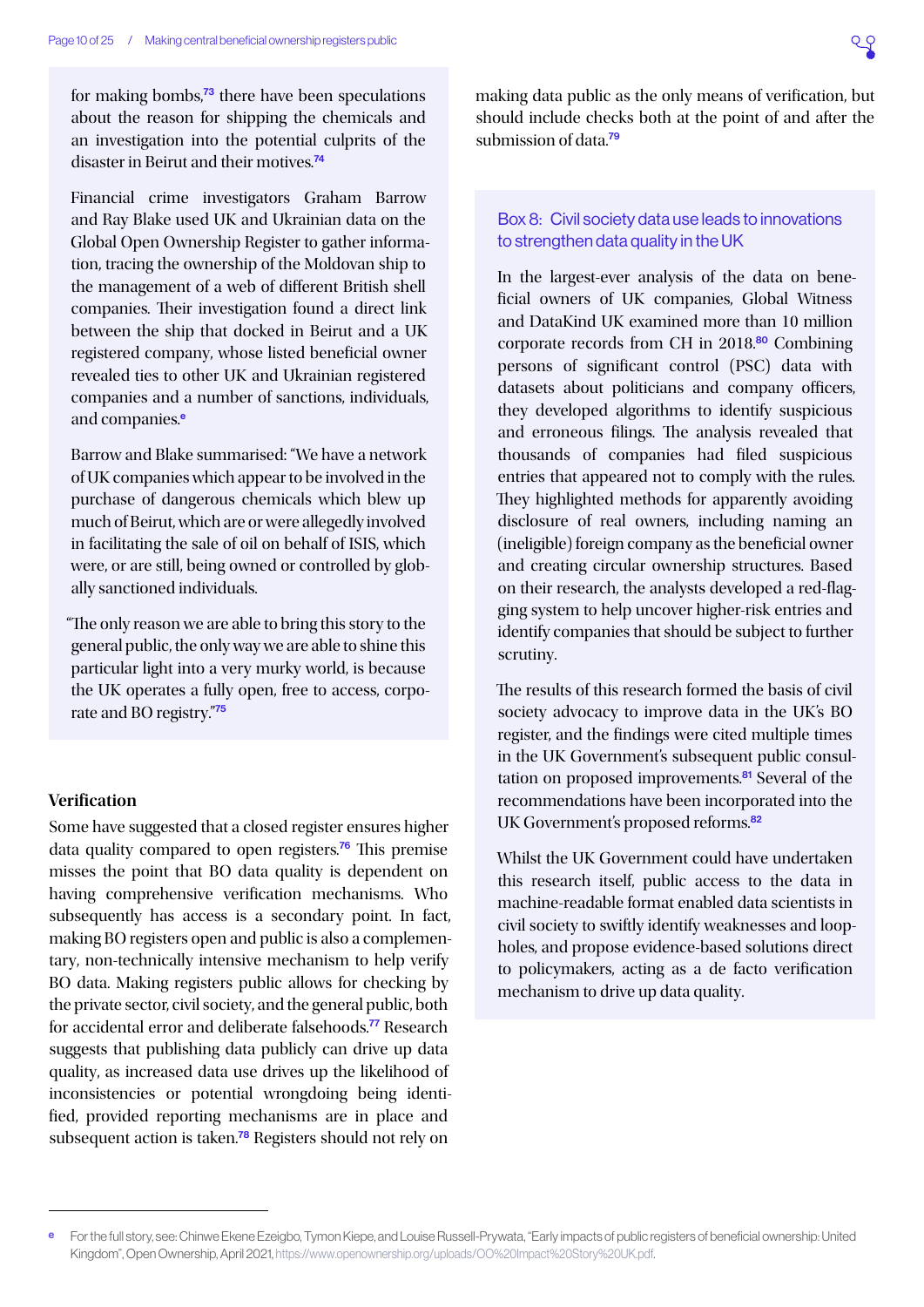for making bombs,[73] there have been speculations about the reason for shipping the chemicals and an investigation into the potential culprits of the disaster in Beirut and their motives.[74]

Financial crime investigators Graham Barrow and Ray Blake used UK and Ukrainian data on the Global Open Ownership Register to gather information, tracing the ownership of the Moldovan ship to the management of a web of different British shell companies. Their investigation found a direct link between the ship that docked in Beirut and a UK registered company, whose listed beneficial owner revealed ties to other UK and Ukrainian registered companies and a number of sanctions, individuals, and companies.[e]

Barrow and Blake summarised: "We have a network of UK companies which appear to be involved in the purchase of dangerous chemicals which blew up much of Beirut, which are or were allegedly involved in facilitating the sale of oil on behalf of ISIS, which were, or are still, being owned or controlled by globally sanctioned individuals.

"The only reason we are able to bring this story to the general public, the only way we are able to shine this particular light into a very murky world, is because the UK operates a fully open, free to access, corporate and BO registry."[75]

### Verification

Some have suggested that a closed register ensures higher data quality compared to open registers.[76] This premise misses the point that BO data quality is dependent on having comprehensive verification mechanisms. Who subsequently has access is a secondary point. In fact, making BO registers open and public is also a complementary, non-technically intensive mechanism to help verify BO data. Making registers public allows for checking by the private sector, civil society, and the general public, both for accidental error and deliberate falsehoods.[77] Research suggests that publishing data publicly can drive up data quality, as increased data use drives up the likelihood of inconsistencies or potential wrongdoing being identified, provided reporting mechanisms are in place and subsequent action is taken.[78] Registers should not rely on making data public as the only means of verification, but should include checks both at the point of and after the submission of data.[79]

#### Box 8: Civil society data use leads to innovations to strengthen data quality in the UK

In the largest-ever analysis of the data on beneficial owners of UK companies, Global Witness and DataKind UK examined more than 10 million corporate records from CH in 2018.[80] Combining persons of significant control (PSC) data with datasets about politicians and company officers, they developed algorithms to identify suspicious and erroneous filings. The analysis revealed that thousands of companies had filed suspicious entries that appeared not to comply with the rules. They highlighted methods for apparently avoiding disclosure of real owners, including naming an (ineligible) foreign company as the beneficial owner and creating circular ownership structures. Based on their research, the analysts developed a red-flagging system to help uncover higher-risk entries and identify companies that should be subject to further scrutiny.

The results of this research formed the basis of civil society advocacy to improve data in the UK's BO register, and the findings were cited multiple times in the UK Government's subsequent public consultation on proposed improvements.[81] Several of the recommendations have been incorporated into the UK Government's proposed reforms.[82]

Whilst the UK Government could have undertaken this research itself, public access to the data in machine-readable format enabled data scientists in civil society to swiftly identify weaknesses and loopholes, and propose evidence-based solutions direct to policymakers, acting as a de facto verification mechanism to drive up data quality.

---

[e] For the full story, see: Chinwe Ekene Ezeigbo, Tymon Kiepe, and Louise Russell-Prywata, "Early impacts of public registers of beneficial ownership: United Kingdom", Open Ownership, April 2021, https://www.openownership.org/uploads/OO%20Impact%20Story%20UK.pdf.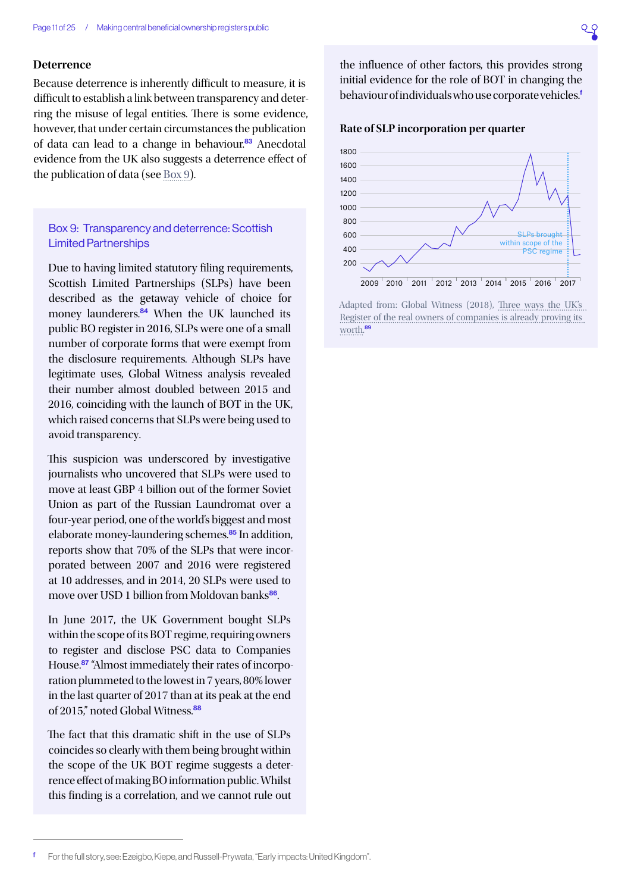### Deterrence

Because deterrence is inherently difficult to measure, it is difficult to establish a link between transparency and deterring the misuse of legal entities. There is some evidence, however, that under certain circumstances the publication of data can lead to a change in behaviour.[83] Anecdotal evidence from the UK also suggests a deterrence effect of the publication of data (see Box 9).

#### Box 9: Transparency and deterrence: Scottish Limited Partnerships

Due to having limited statutory filing requirements, Scottish Limited Partnerships (SLPs) have been described as the getaway vehicle of choice for money launderers.[84] When the UK launched its public BO register in 2016, SLPs were one of a small number of corporate forms that were exempt from the disclosure requirements. Although SLPs have legitimate uses, Global Witness analysis revealed their number almost doubled between 2015 and 2016, coinciding with the launch of BOT in the UK, which raised concerns that SLPs were being used to avoid transparency.

This suspicion was underscored by investigative journalists who uncovered that SLPs were used to move at least GBP 4 billion out of the former Soviet Union as part of the Russian Laundromat over a four-year period, one of the world's biggest and most elaborate money-laundering schemes.[85] In addition, reports show that 70% of the SLPs that were incorporated between 2007 and 2016 were registered at 10 addresses, and in 2014, 20 SLPs were used to move over USD 1 billion from Moldovan banks[86].

In June 2017, the UK Government bought SLPs within the scope of its BOT regime, requiring owners to register and disclose PSC data to Companies House.[87] "Almost immediately their rates of incorporation plummeted to the lowest in 7 years, 80% lower in the last quarter of 2017 than at its peak at the end of 2015," noted Global Witness.[88]

The fact that this dramatic shift in the use of SLPs coincides so clearly with them being brought within the scope of the UK BOT regime suggests a deterrence effect of making BO information public. Whilst this finding is a correlation, and we cannot rule out the influence of other factors, this provides strong initial evidence for the role of BOT in changing the behaviour of individuals who use corporate vehicles.[f]

**Rate of SLP incorporation per quarter**

Adapted from: Global Witness (2018), Three ways the UK's Register of the real owners of companies is already proving its worth.[89]

[f] For the full story, see: Ezeigbo, Kiepe, and Russell-Prywata, "Early impacts: United Kingdom".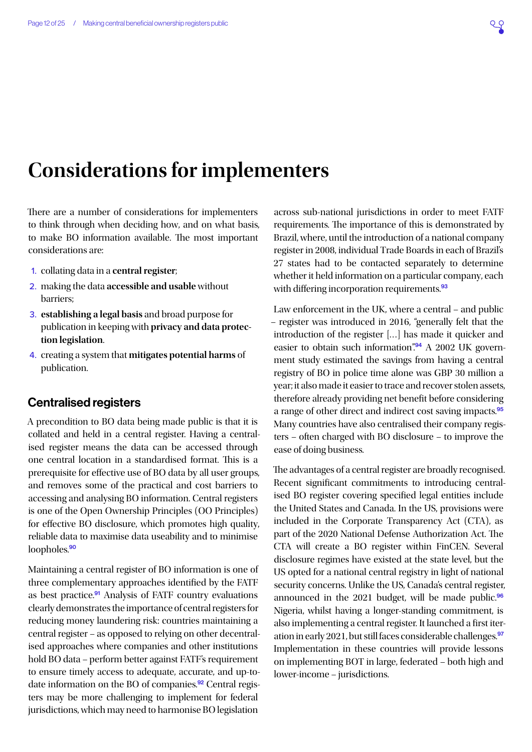# Considerations for implementers

There are a number of considerations for implementers to think through when deciding how, and on what basis, to make BO information available. The most important considerations are:

1. collating data in a **central register**;
2. making the data **accessible and usable** without barriers;
3. **establishing a legal basis** and broad purpose for publication in keeping with **privacy and data protection legislation**.
4. creating a system that **mitigates potential harms** of publication.

## Centralised registers

A precondition to BO data being made public is that it is collated and held in a central register. Having a centralised register means the data can be accessed through one central location in a standardised format. This is a prerequisite for effective use of BO data by all user groups, and removes some of the practical and cost barriers to accessing and analysing BO information. Central registers is one of the Open Ownership Principles (OO Principles) for effective BO disclosure, which promotes high quality, reliable data to maximise data useability and to minimise loopholes.[90]

Maintaining a central register of BO information is one of three complementary approaches identified by the FATF as best practice.[91] Analysis of FATF country evaluations clearly demonstrates the importance of central registers for reducing money laundering risk: countries maintaining a central register – as opposed to relying on other decentralised approaches where companies and other institutions hold BO data – perform better against FATF's requirement to ensure timely access to adequate, accurate, and up-to-date information on the BO of companies.[92] Central registers may be more challenging to implement for federal jurisdictions, which may need to harmonise BO legislation across sub-national jurisdictions in order to meet FATF requirements. The importance of this is demonstrated by Brazil, where, until the introduction of a national company register in 2008, individual Trade Boards in each of Brazil's 27 states had to be contacted separately to determine whether it held information on a particular company, each with differing incorporation requirements.[93]

Law enforcement in the UK, where a central – and public – register was introduced in 2016, "generally felt that the introduction of the register [...] has made it quicker and easier to obtain such information".[94] A 2002 UK government study estimated the savings from having a central registry of BO in police time alone was GBP 30 million a year; it also made it easier to trace and recover stolen assets, therefore already providing net benefit before considering a range of other direct and indirect cost saving impacts.[95] Many countries have also centralised their company registers – often charged with BO disclosure – to improve the ease of doing business.

The advantages of a central register are broadly recognised. Recent significant commitments to introducing centralised BO register covering specified legal entities include the United States and Canada. In the US, provisions were included in the Corporate Transparency Act (CTA), as part of the 2020 National Defense Authorization Act. The CTA will create a BO register within FinCEN. Several disclosure regimes have existed at the state level, but the US opted for a national central registry in light of national security concerns. Unlike the US, Canada's central register, announced in the 2021 budget, will be made public.[96] Nigeria, whilst having a longer-standing commitment, is also implementing a central register. It launched a first iteration in early 2021, but still faces considerable challenges.[97] Implementation in these countries will provide lessons on implementing BOT in large, federated – both high and lower-income – jurisdictions.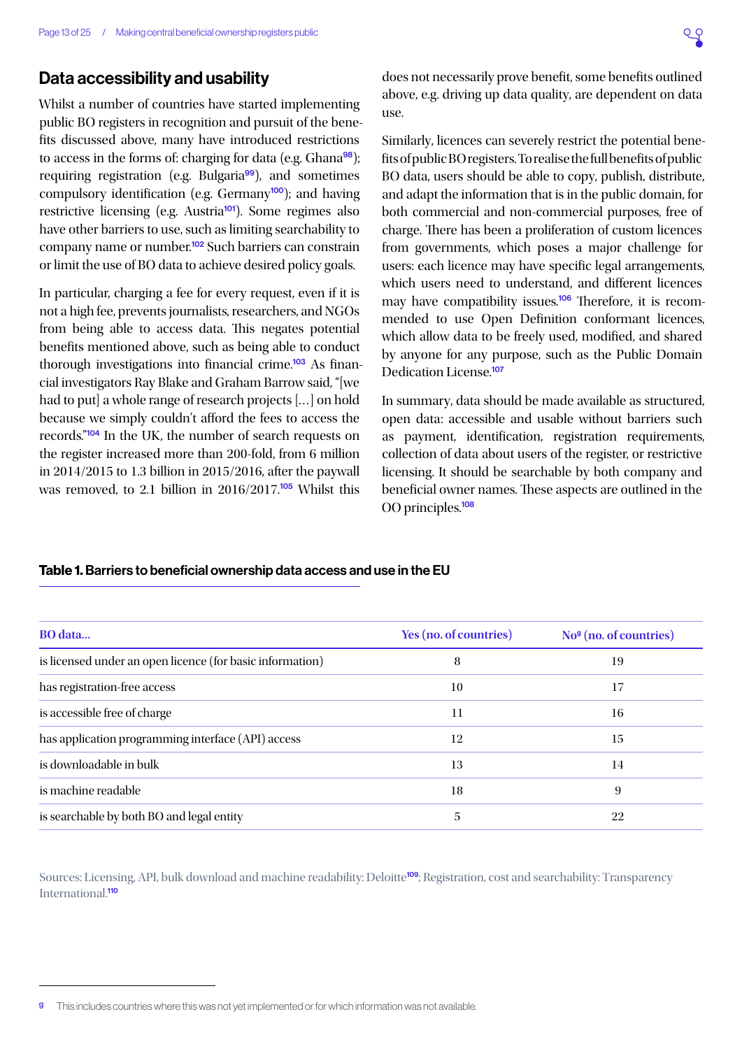## Data accessibility and usability

Whilst a number of countries have started implementing public BO registers in recognition and pursuit of the benefits discussed above, many have introduced restrictions to access in the forms of: charging for data (e.g. Ghana[98]); requiring registration (e.g. Bulgaria[99]), and sometimes compulsory identification (e.g. Germany[100]); and having restrictive licensing (e.g. Austria[101]). Some regimes also have other barriers to use, such as limiting searchability to company name or number.[102] Such barriers can constrain or limit the use of BO data to achieve desired policy goals.

In particular, charging a fee for every request, even if it is not a high fee, prevents journalists, researchers, and NGOs from being able to access data. This negates potential benefits mentioned above, such as being able to conduct thorough investigations into financial crime.[103] As financial investigators Ray Blake and Graham Barrow said, "[we had to put] a whole range of research projects [...] on hold because we simply couldn't afford the fees to access the records."[104] In the UK, the number of search requests on the register increased more than 200-fold, from 6 million in 2014/2015 to 1.3 billion in 2015/2016, after the paywall was removed, to 2.1 billion in 2016/2017.[105] Whilst this does not necessarily prove benefit, some benefits outlined above, e.g. driving up data quality, are dependent on data use.

Similarly, licences can severely restrict the potential benefits of public BO registers. To realise the full benefits of public BO data, users should be able to copy, publish, distribute, and adapt the information that is in the public domain, for both commercial and non-commercial purposes, free of charge. There has been a proliferation of custom licences from governments, which poses a major challenge for users: each licence may have specific legal arrangements, which users need to understand, and different licences may have compatibility issues.[106] Therefore, it is recommended to use Open Definition conformant licences, which allow data to be freely used, modified, and shared by anyone for any purpose, such as the Public Domain Dedication License.[107]

In summary, data should be made available as structured, open data: accessible and usable without barriers such as payment, identification, registration requirements, collection of data about users of the register, or restrictive licensing. It should be searchable by both company and beneficial owner names. These aspects are outlined in the OO principles.[108]

**Table 1. Barriers to beneficial ownership data access and use in the EU**

| BO data... | Yes (no. of countries) | No[g] (no. of countries) |
|---|---|---|
| is licensed under an open licence (for basic information) | 8 | 19 |
| has registration-free access | 10 | 17 |
| is accessible free of charge | 11 | 16 |
| has application programming interface (API) access | 12 | 15 |
| is downloadable in bulk | 13 | 14 |
| is machine readable | 18 | 9 |
| is searchable by both BO and legal entity | 5 | 22 |

Sources: Licensing, API, bulk download and machine readability: Deloitte[109]; Registration, cost and searchability: Transparency International.[110]

[g] This includes countries where this was not yet implemented or for which information was not available.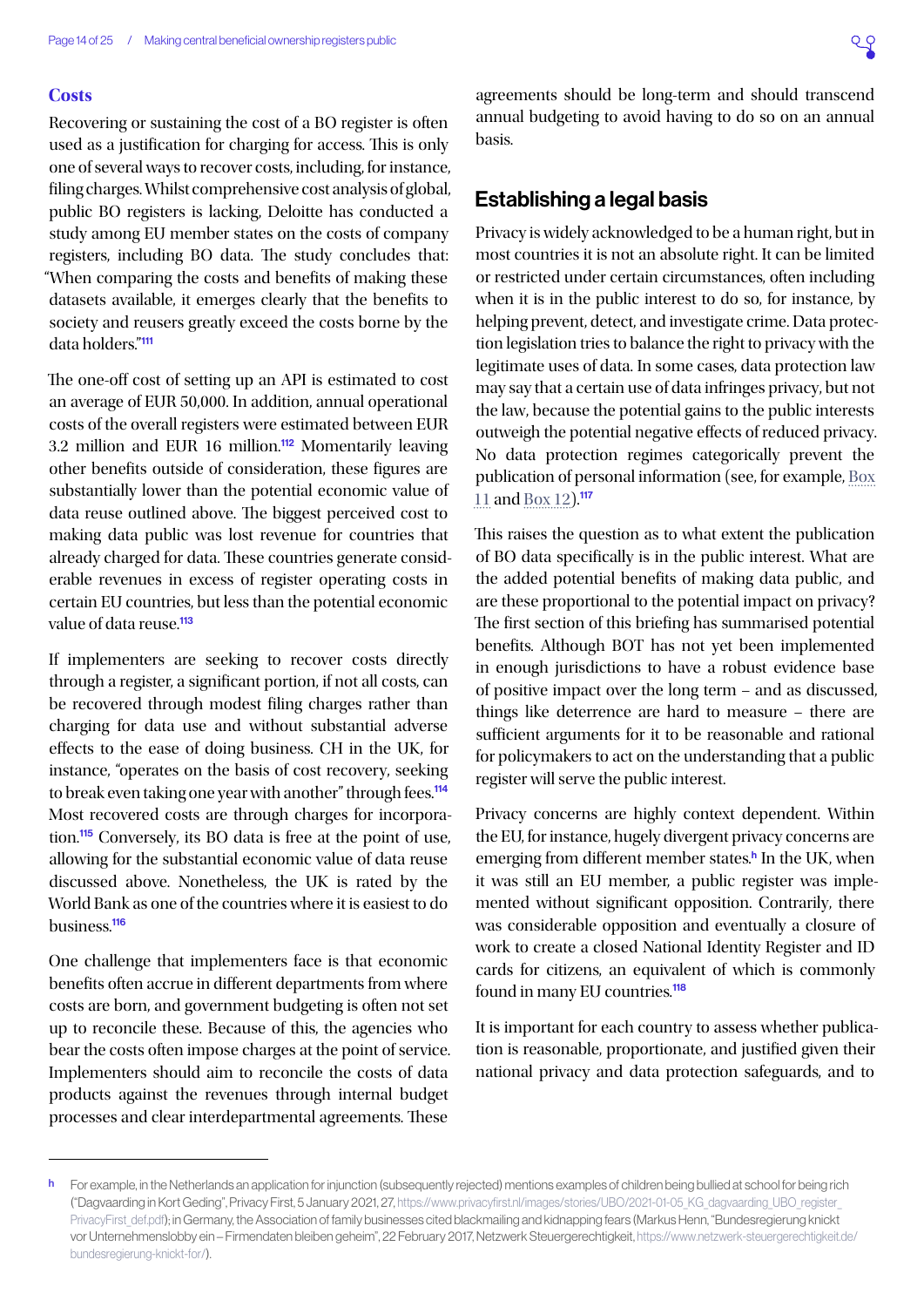### Costs

Recovering or sustaining the cost of a BO register is often used as a justification for charging for access. This is only one of several ways to recover costs, including, for instance, filing charges. Whilst comprehensive cost analysis of global, public BO registers is lacking, Deloitte has conducted a study among EU member states on the costs of company registers, including BO data. The study concludes that: "When comparing the costs and benefits of making these datasets available, it emerges clearly that the benefits to society and reusers greatly exceed the costs borne by the data holders."[111]

The one-off cost of setting up an API is estimated to cost an average of EUR 50,000. In addition, annual operational costs of the overall registers were estimated between EUR 3.2 million and EUR 16 million.[112] Momentarily leaving other benefits outside of consideration, these figures are substantially lower than the potential economic value of data reuse outlined above. The biggest perceived cost to making data public was lost revenue for countries that already charged for data. These countries generate considerable revenues in excess of register operating costs in certain EU countries, but less than the potential economic value of data reuse.[113]

If implementers are seeking to recover costs directly through a register, a significant portion, if not all costs, can be recovered through modest filing charges rather than charging for data use and without substantial adverse effects to the ease of doing business. CH in the UK, for instance, "operates on the basis of cost recovery, seeking to break even taking one year with another" through fees.[114] Most recovered costs are through charges for incorporation.[115] Conversely, its BO data is free at the point of use, allowing for the substantial economic value of data reuse discussed above. Nonetheless, the UK is rated by the World Bank as one of the countries where it is easiest to do business.[116]

One challenge that implementers face is that economic benefits often accrue in different departments from where costs are born, and government budgeting is often not set up to reconcile these. Because of this, the agencies who bear the costs often impose charges at the point of service. Implementers should aim to reconcile the costs of data products against the revenues through internal budget processes and clear interdepartmental agreements. These agreements should be long-term and should transcend annual budgeting to avoid having to do so on an annual basis.

## Establishing a legal basis

Privacy is widely acknowledged to be a human right, but in most countries it is not an absolute right. It can be limited or restricted under certain circumstances, often including when it is in the public interest to do so, for instance, by helping prevent, detect, and investigate crime. Data protection legislation tries to balance the right to privacy with the legitimate uses of data. In some cases, data protection law may say that a certain use of data infringes privacy, but not the law, because the potential gains to the public interests outweigh the potential negative effects of reduced privacy. No data protection regimes categorically prevent the publication of personal information (see, for example, Box 11 and Box 12).[117]

This raises the question as to what extent the publication of BO data specifically is in the public interest. What are the added potential benefits of making data public, and are these proportional to the potential impact on privacy? The first section of this briefing has summarised potential benefits. Although BOT has not yet been implemented in enough jurisdictions to have a robust evidence base of positive impact over the long term – and as discussed, things like deterrence are hard to measure – there are sufficient arguments for it to be reasonable and rational for policymakers to act on the understanding that a public register will serve the public interest.

Privacy concerns are highly context dependent. Within the EU, for instance, hugely divergent privacy concerns are emerging from different member states.[h] In the UK, when it was still an EU member, a public register was implemented without significant opposition. Contrarily, there was considerable opposition and eventually a closure of work to create a closed National Identity Register and ID cards for citizens, an equivalent of which is commonly found in many EU countries.[118]

It is important for each country to assess whether publication is reasonable, proportionate, and justified given their national privacy and data protection safeguards, and to

---

[h] For example, in the Netherlands an application for injunction (subsequently rejected) mentions examples of children being bullied at school for being rich ("Dagvaarding in Kort Geding", Privacy First, 5 January 2021, 27, https://www.privacyfirst.nl/images/stories/UBO/2021-01-05_KG_dagvaarding_UBO_register_PrivacyFirst_def.pdf); in Germany, the Association of family businesses cited blackmailing and kidnapping fears (Markus Henn, "Bundesregierung knickt vor Unternehmenslobby ein – Firmendaten bleiben geheim", 22 February 2017, Netzwerk Steuergerechtigkeit, https://www.netzwerk-steuergerechtigkeit.de/bundesregierung-knickt-for/).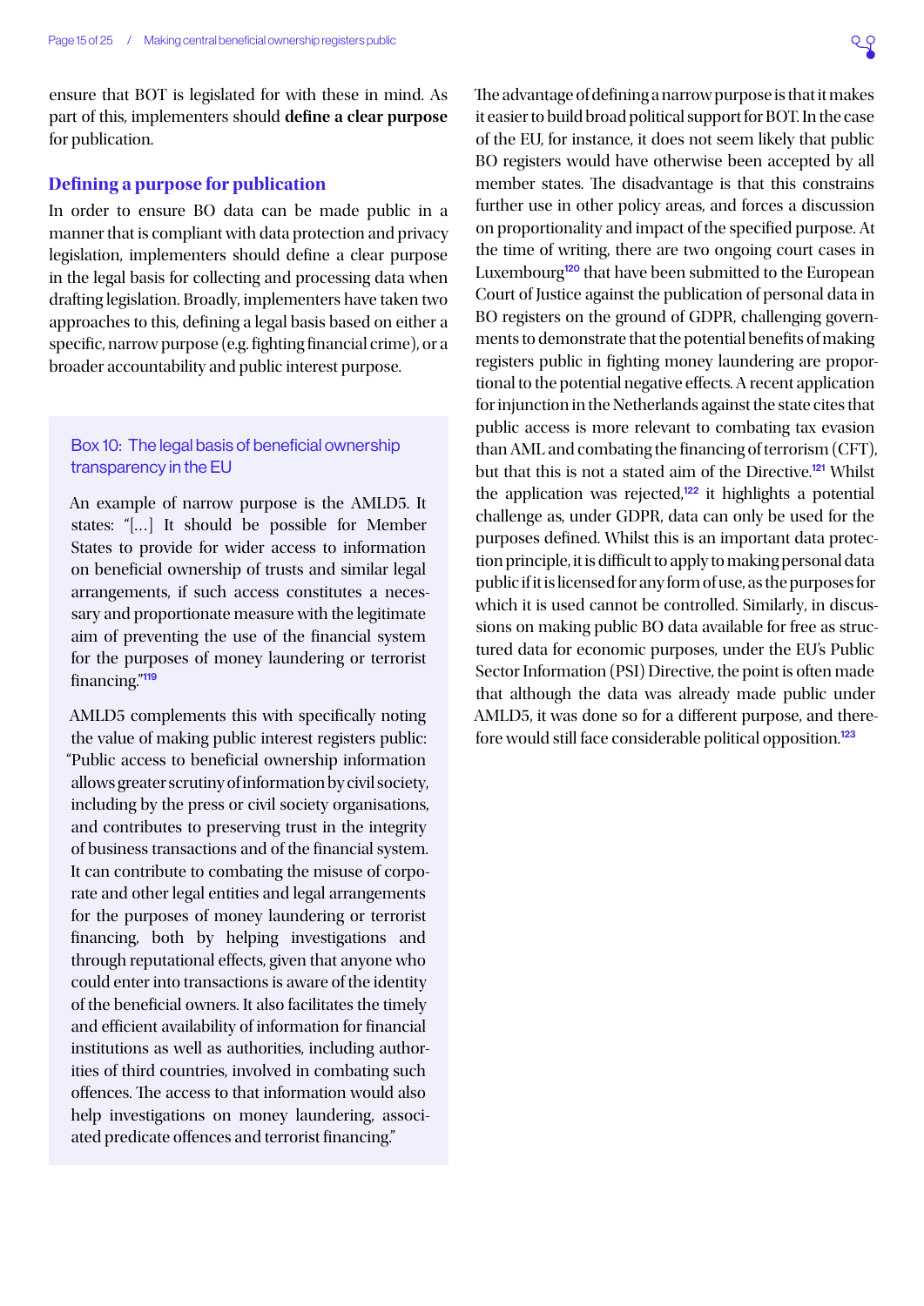ensure that BOT is legislated for with these in mind. As part of this, implementers should **define a clear purpose** for publication.

## Defining a purpose for publication

In order to ensure BO data can be made public in a manner that is compliant with data protection and privacy legislation, implementers should define a clear purpose in the legal basis for collecting and processing data when drafting legislation. Broadly, implementers have taken two approaches to this, defining a legal basis based on either a specific, narrow purpose (e.g. fighting financial crime), or a broader accountability and public interest purpose.

### Box 10: The legal basis of beneficial ownership transparency in the EU

An example of narrow purpose is the AMLD5. It states: "[...] It should be possible for Member States to provide for wider access to information on beneficial ownership of trusts and similar legal arrangements, if such access constitutes a necessary and proportionate measure with the legitimate aim of preventing the use of the financial system for the purposes of money laundering or terrorist financing."[119]

AMLD5 complements this with specifically noting the value of making public interest registers public: "Public access to beneficial ownership information allows greater scrutiny of information by civil society, including by the press or civil society organisations, and contributes to preserving trust in the integrity of business transactions and of the financial system. It can contribute to combating the misuse of corporate and other legal entities and legal arrangements for the purposes of money laundering or terrorist financing, both by helping investigations and through reputational effects, given that anyone who could enter into transactions is aware of the identity of the beneficial owners. It also facilitates the timely and efficient availability of information for financial institutions as well as authorities, including authorities of third countries, involved in combating such offences. The access to that information would also help investigations on money laundering, associated predicate offences and terrorist financing."

The advantage of defining a narrow purpose is that it makes it easier to build broad political support for BOT. In the case of the EU, for instance, it does not seem likely that public BO registers would have otherwise been accepted by all member states. The disadvantage is that this constrains further use in other policy areas, and forces a discussion on proportionality and impact of the specified purpose. At the time of writing, there are two ongoing court cases in Luxembourg[120] that have been submitted to the European Court of Justice against the publication of personal data in BO registers on the ground of GDPR, challenging governments to demonstrate that the potential benefits of making registers public in fighting money laundering are proportional to the potential negative effects. A recent application for injunction in the Netherlands against the state cites that public access is more relevant to combating tax evasion than AML and combating the financing of terrorism (CFT), but that this is not a stated aim of the Directive.[121] Whilst the application was rejected,[122] it highlights a potential challenge as, under GDPR, data can only be used for the purposes defined. Whilst this is an important data protection principle, it is difficult to apply to making personal data public if it is licensed for any form of use, as the purposes for which it is used cannot be controlled. Similarly, in discussions on making public BO data available for free as structured data for economic purposes, under the EU's Public Sector Information (PSI) Directive, the point is often made that although the data was already made public under AMLD5, it was done so for a different purpose, and therefore would still face considerable political opposition.[123]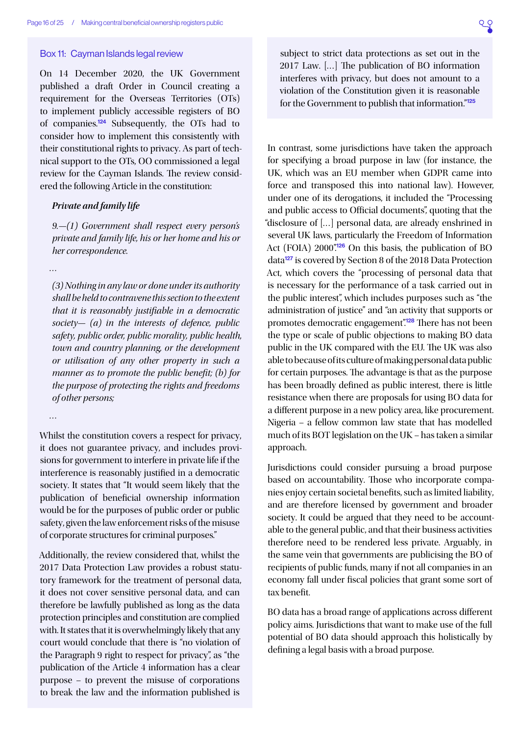### Box 11: Cayman Islands legal review

On 14 December 2020, the UK Government published a draft Order in Council creating a requirement for the Overseas Territories (OTs) to implement publicly accessible registers of BO of companies.[124] Subsequently, the OTs had to consider how to implement this consistently with their constitutional rights to privacy. As part of technical support to the OTs, OO commissioned a legal review for the Cayman Islands. The review considered the following Article in the constitution:

> ***Private and family life***
>
> *9.—(1) Government shall respect every person's private and family life, his or her home and his or her correspondence.*
>
> …
>
> *(3) Nothing in any law or done under its authority shall be held to contravene this section to the extent that it is reasonably justifiable in a democratic society— (a) in the interests of defence, public safety, public order, public morality, public health, town and country planning, or the development or utilisation of any other property in such a manner as to promote the public benefit; (b) for the purpose of protecting the rights and freedoms of other persons;*
>
> …

Whilst the constitution covers a respect for privacy, it does not guarantee privacy, and includes provisions for government to interfere in private life if the interference is reasonably justified in a democratic society. It states that "It would seem likely that the publication of beneficial ownership information would be for the purposes of public order or public safety, given the law enforcement risks of the misuse of corporate structures for criminal purposes."

Additionally, the review considered that, whilst the 2017 Data Protection Law provides a robust statutory framework for the treatment of personal data, it does not cover sensitive personal data, and can therefore be lawfully published as long as the data protection principles and constitution are complied with. It states that it is overwhelmingly likely that any court would conclude that there is "no violation of the Paragraph 9 right to respect for privacy", as "the publication of the Article 4 information has a clear purpose – to prevent the misuse of corporations to break the law and the information published is subject to strict data protections as set out in the 2017 Law. […] The publication of BO information interferes with privacy, but does not amount to a violation of the Constitution given it is reasonable for the Government to publish that information."[125]

In contrast, some jurisdictions have taken the approach for specifying a broad purpose in law (for instance, the UK, which was an EU member when GDPR came into force and transposed this into national law). However, under one of its derogations, it included the "Processing and public access to Official documents", quoting that the "disclosure of […] personal data, are already enshrined in several UK laws, particularly the Freedom of Information Act (FOIA) 2000".[126] On this basis, the publication of BO data[127] is covered by Section 8 of the 2018 Data Protection Act, which covers the "processing of personal data that is necessary for the performance of a task carried out in the public interest", which includes purposes such as "the administration of justice" and "an activity that supports or promotes democratic engagement".[128] There has not been the type or scale of public objections to making BO data public in the UK compared with the EU. The UK was also able to because of its culture of making personal data public for certain purposes. The advantage is that as the purpose has been broadly defined as public interest, there is little resistance when there are proposals for using BO data for a different purpose in a new policy area, like procurement. Nigeria – a fellow common law state that has modelled much of its BOT legislation on the UK – has taken a similar approach.

Jurisdictions could consider pursuing a broad purpose based on accountability. Those who incorporate companies enjoy certain societal benefits, such as limited liability, and are therefore licensed by government and broader society. It could be argued that they need to be accountable to the general public, and that their business activities therefore need to be rendered less private. Arguably, in the same vein that governments are publicising the BO of recipients of public funds, many if not all companies in an economy fall under fiscal policies that grant some sort of tax benefit.

BO data has a broad range of applications across different policy aims. Jurisdictions that want to make use of the full potential of BO data should approach this holistically by defining a legal basis with a broad purpose.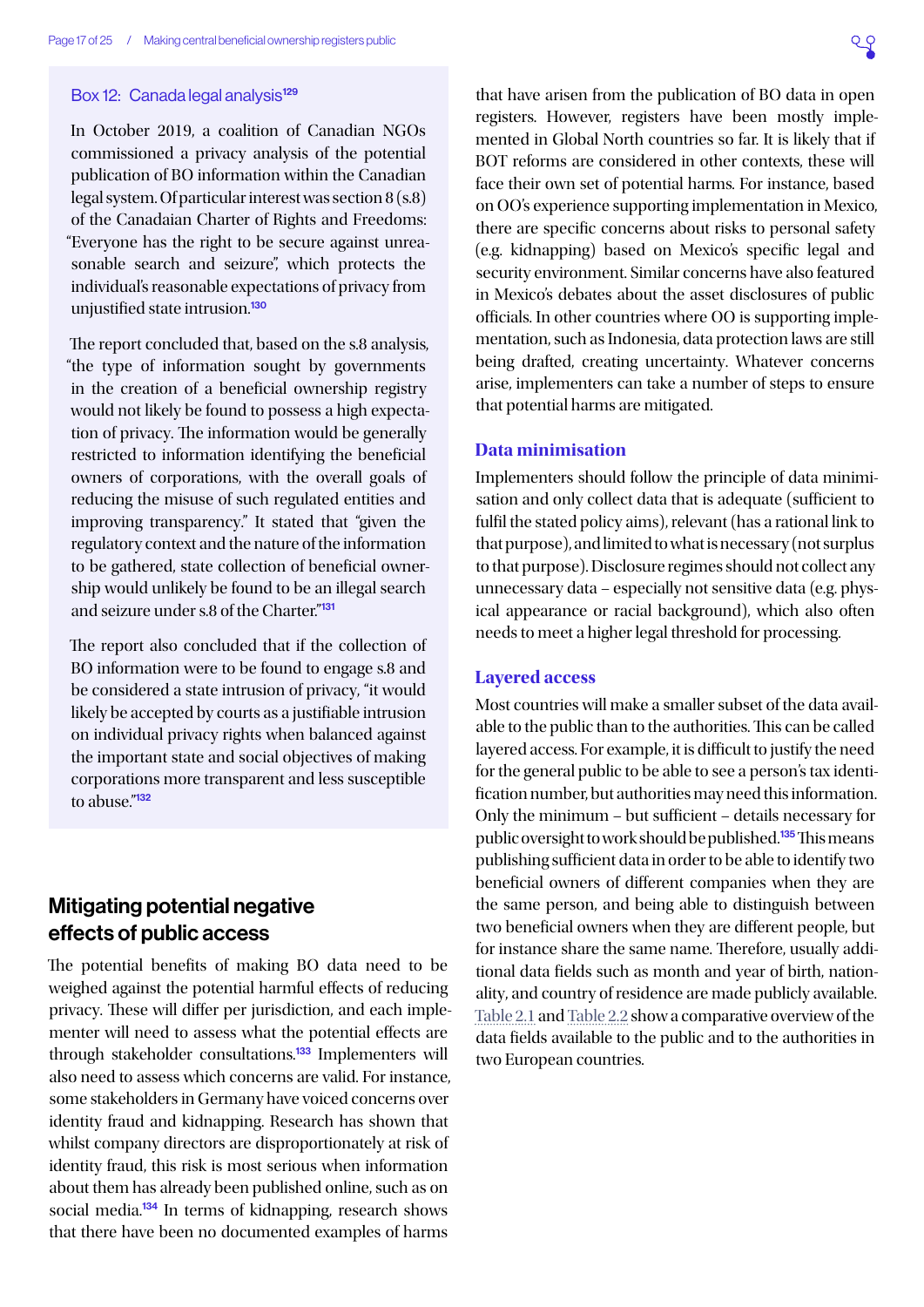### Box 12: Canada legal analysis[129]

In October 2019, a coalition of Canadian NGOs commissioned a privacy analysis of the potential publication of BO information within the Canadian legal system. Of particular interest was section 8 (s.8) of the Canadaian Charter of Rights and Freedoms: "Everyone has the right to be secure against unreasonable search and seizure", which protects the individual's reasonable expectations of privacy from unjustified state intrusion.[130]

The report concluded that, based on the s.8 analysis, "the type of information sought by governments in the creation of a beneficial ownership registry would not likely be found to possess a high expectation of privacy. The information would be generally restricted to information identifying the beneficial owners of corporations, with the overall goals of reducing the misuse of such regulated entities and improving transparency." It stated that "given the regulatory context and the nature of the information to be gathered, state collection of beneficial ownership would unlikely be found to be an illegal search and seizure under s.8 of the Charter."[131]

The report also concluded that if the collection of BO information were to be found to engage s.8 and be considered a state intrusion of privacy, "it would likely be accepted by courts as a justifiable intrusion on individual privacy rights when balanced against the important state and social objectives of making corporations more transparent and less susceptible to abuse."[132]

## Mitigating potential negative effects of public access

The potential benefits of making BO data need to be weighed against the potential harmful effects of reducing privacy. These will differ per jurisdiction, and each implementer will need to assess what the potential effects are through stakeholder consultations.[133] Implementers will also need to assess which concerns are valid. For instance, some stakeholders in Germany have voiced concerns over identity fraud and kidnapping. Research has shown that whilst company directors are disproportionately at risk of identity fraud, this risk is most serious when information about them has already been published online, such as on social media.[134] In terms of kidnapping, research shows that there have been no documented examples of harms that have arisen from the publication of BO data in open registers. However, registers have been mostly implemented in Global North countries so far. It is likely that if BOT reforms are considered in other contexts, these will face their own set of potential harms. For instance, based on OO's experience supporting implementation in Mexico, there are specific concerns about risks to personal safety (e.g. kidnapping) based on Mexico's specific legal and security environment. Similar concerns have also featured in Mexico's debates about the asset disclosures of public officials. In other countries where OO is supporting implementation, such as Indonesia, data protection laws are still being drafted, creating uncertainty. Whatever concerns arise, implementers can take a number of steps to ensure that potential harms are mitigated.

### Data minimisation

Implementers should follow the principle of data minimisation and only collect data that is adequate (sufficient to fulfil the stated policy aims), relevant (has a rational link to that purpose), and limited to what is necessary (not surplus to that purpose). Disclosure regimes should not collect any unnecessary data – especially not sensitive data (e.g. physical appearance or racial background), which also often needs to meet a higher legal threshold for processing.

### Layered access

Most countries will make a smaller subset of the data available to the public than to the authorities. This can be called layered access. For example, it is difficult to justify the need for the general public to be able to see a person's tax identification number, but authorities may need this information. Only the minimum – but sufficient – details necessary for public oversight to work should be published.[135] This means publishing sufficient data in order to be able to identify two beneficial owners of different companies when they are the same person, and being able to distinguish between two beneficial owners when they are different people, but for instance share the same name. Therefore, usually additional data fields such as month and year of birth, nationality, and country of residence are made publicly available. Table 2.1 and Table 2.2 show a comparative overview of the data fields available to the public and to the authorities in two European countries.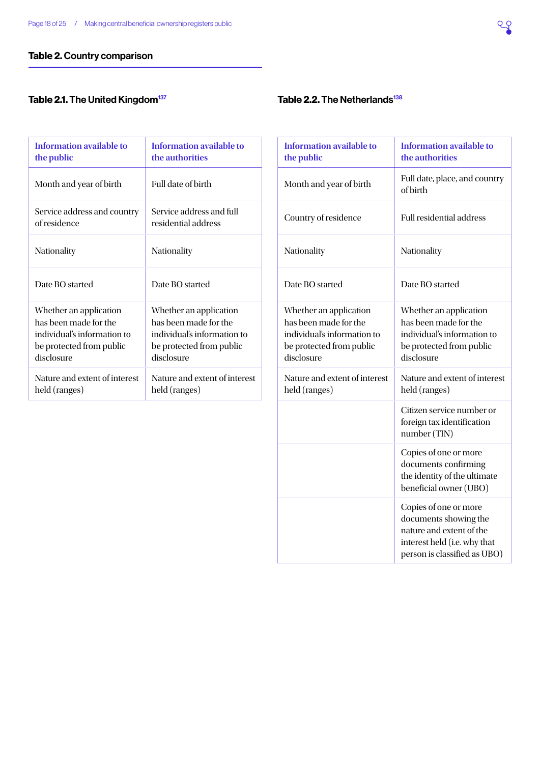## Table 2. Country comparison

### Table 2.1. The United Kingdom[137]

| Information available to the public | Information available to the authorities |
|---|---|
| Month and year of birth | Full date of birth |
| Service address and country of residence | Service address and full residential address |
| Nationality | Nationality |
| Date BO started | Date BO started |
| Whether an application has been made for the individual's information to be protected from public disclosure | Whether an application has been made for the individual's information to be protected from public disclosure |
| Nature and extent of interest held (ranges) | Nature and extent of interest held (ranges) |

### Table 2.2. The Netherlands[138]

| Information available to the public | Information available to the authorities |
|---|---|
| Month and year of birth | Full date, place, and country of birth |
| Country of residence | Full residential address |
| Nationality | Nationality |
| Date BO started | Date BO started |
| Whether an application has been made for the individual's information to be protected from public disclosure | Whether an application has been made for the individual's information to be protected from public disclosure |
| Nature and extent of interest held (ranges) | Nature and extent of interest held (ranges) |
| | Citizen service number or foreign tax identification number (TIN) |
| | Copies of one or more documents confirming the identity of the ultimate beneficial owner (UBO) |
| | Copies of one or more documents showing the nature and extent of the interest held (i.e. why that person is classified as UBO) |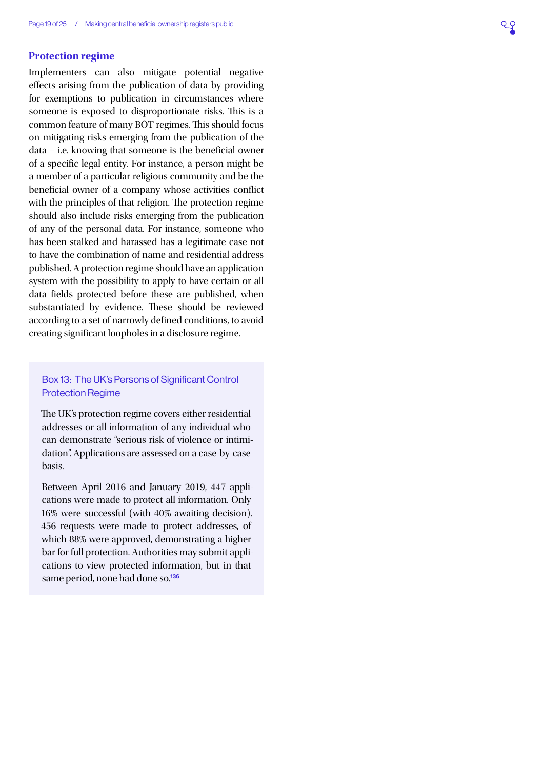## Protection regime

Implementers can also mitigate potential negative effects arising from the publication of data by providing for exemptions to publication in circumstances where someone is exposed to disproportionate risks. This is a common feature of many BOT regimes. This should focus on mitigating risks emerging from the publication of the data – i.e. knowing that someone is the beneficial owner of a specific legal entity. For instance, a person might be a member of a particular religious community and be the beneficial owner of a company whose activities conflict with the principles of that religion. The protection regime should also include risks emerging from the publication of any of the personal data. For instance, someone who has been stalked and harassed has a legitimate case not to have the combination of name and residential address published. A protection regime should have an application system with the possibility to apply to have certain or all data fields protected before these are published, when substantiated by evidence. These should be reviewed according to a set of narrowly defined conditions, to avoid creating significant loopholes in a disclosure regime.

### Box 13: The UK's Persons of Significant Control Protection Regime

The UK's protection regime covers either residential addresses or all information of any individual who can demonstrate "serious risk of violence or intimidation". Applications are assessed on a case-by-case basis.

Between April 2016 and January 2019, 447 applications were made to protect all information. Only 16% were successful (with 40% awaiting decision). 456 requests were made to protect addresses, of which 88% were approved, demonstrating a higher bar for full protection. Authorities may submit applications to view protected information, but in that same period, none had done so.[136]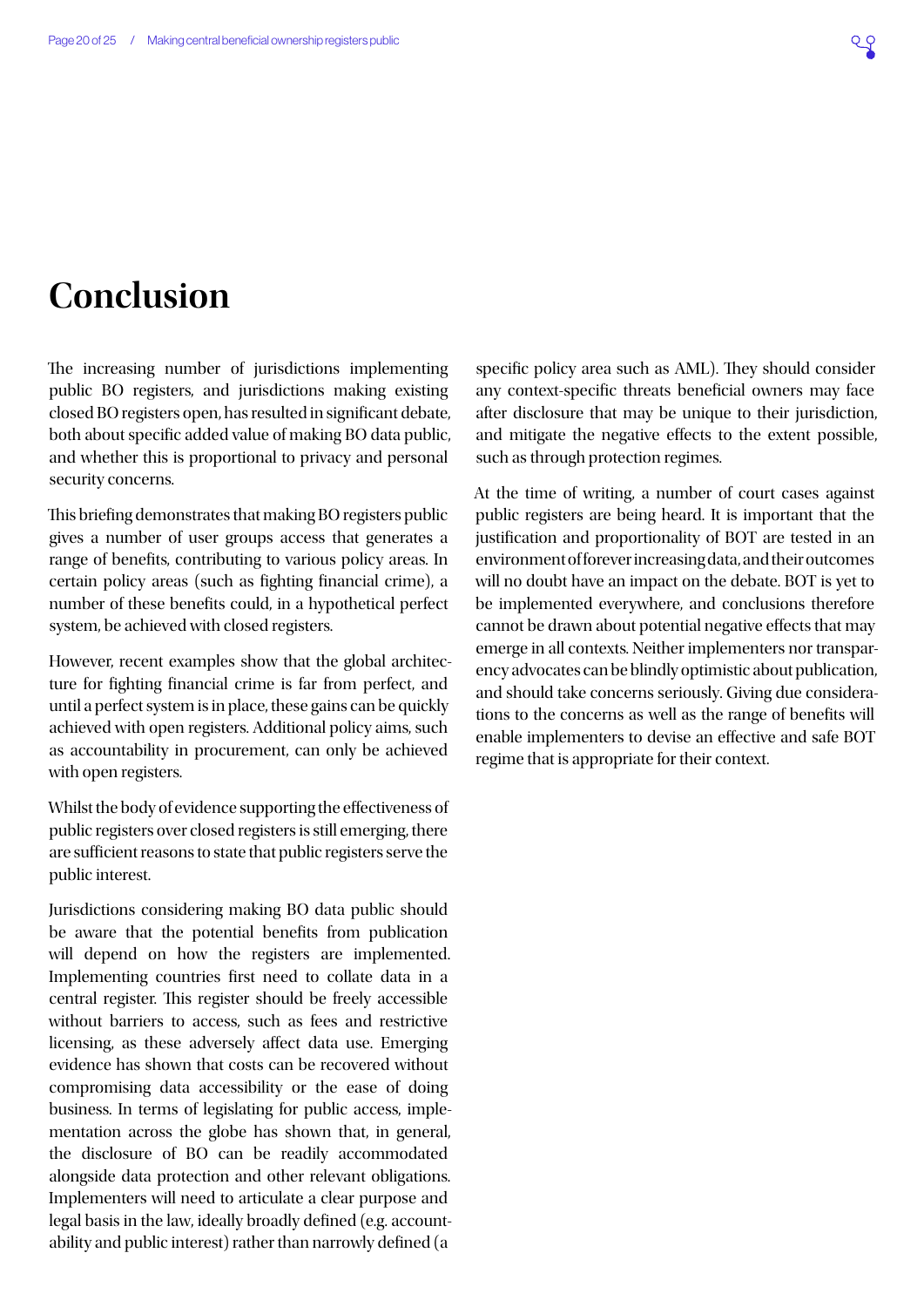# Conclusion

The increasing number of jurisdictions implementing public BO registers, and jurisdictions making existing closed BO registers open, has resulted in significant debate, both about specific added value of making BO data public, and whether this is proportional to privacy and personal security concerns.

This briefing demonstrates that making BO registers public gives a number of user groups access that generates a range of benefits, contributing to various policy areas. In certain policy areas (such as fighting financial crime), a number of these benefits could, in a hypothetical perfect system, be achieved with closed registers.

However, recent examples show that the global architecture for fighting financial crime is far from perfect, and until a perfect system is in place, these gains can be quickly achieved with open registers. Additional policy aims, such as accountability in procurement, can only be achieved with open registers.

Whilst the body of evidence supporting the effectiveness of public registers over closed registers is still emerging, there are sufficient reasons to state that public registers serve the public interest.

Jurisdictions considering making BO data public should be aware that the potential benefits from publication will depend on how the registers are implemented. Implementing countries first need to collate data in a central register. This register should be freely accessible without barriers to access, such as fees and restrictive licensing, as these adversely affect data use. Emerging evidence has shown that costs can be recovered without compromising data accessibility or the ease of doing business. In terms of legislating for public access, implementation across the globe has shown that, in general, the disclosure of BO can be readily accommodated alongside data protection and other relevant obligations. Implementers will need to articulate a clear purpose and legal basis in the law, ideally broadly defined (e.g. accountability and public interest) rather than narrowly defined (a specific policy area such as AML). They should consider any context-specific threats beneficial owners may face after disclosure that may be unique to their jurisdiction, and mitigate the negative effects to the extent possible, such as through protection regimes.

At the time of writing, a number of court cases against public registers are being heard. It is important that the justification and proportionality of BOT are tested in an environment of forever increasing data, and their outcomes will no doubt have an impact on the debate. BOT is yet to be implemented everywhere, and conclusions therefore cannot be drawn about potential negative effects that may emerge in all contexts. Neither implementers nor transparency advocates can be blindly optimistic about publication, and should take concerns seriously. Giving due considerations to the concerns as well as the range of benefits will enable implementers to devise an effective and safe BOT regime that is appropriate for their context.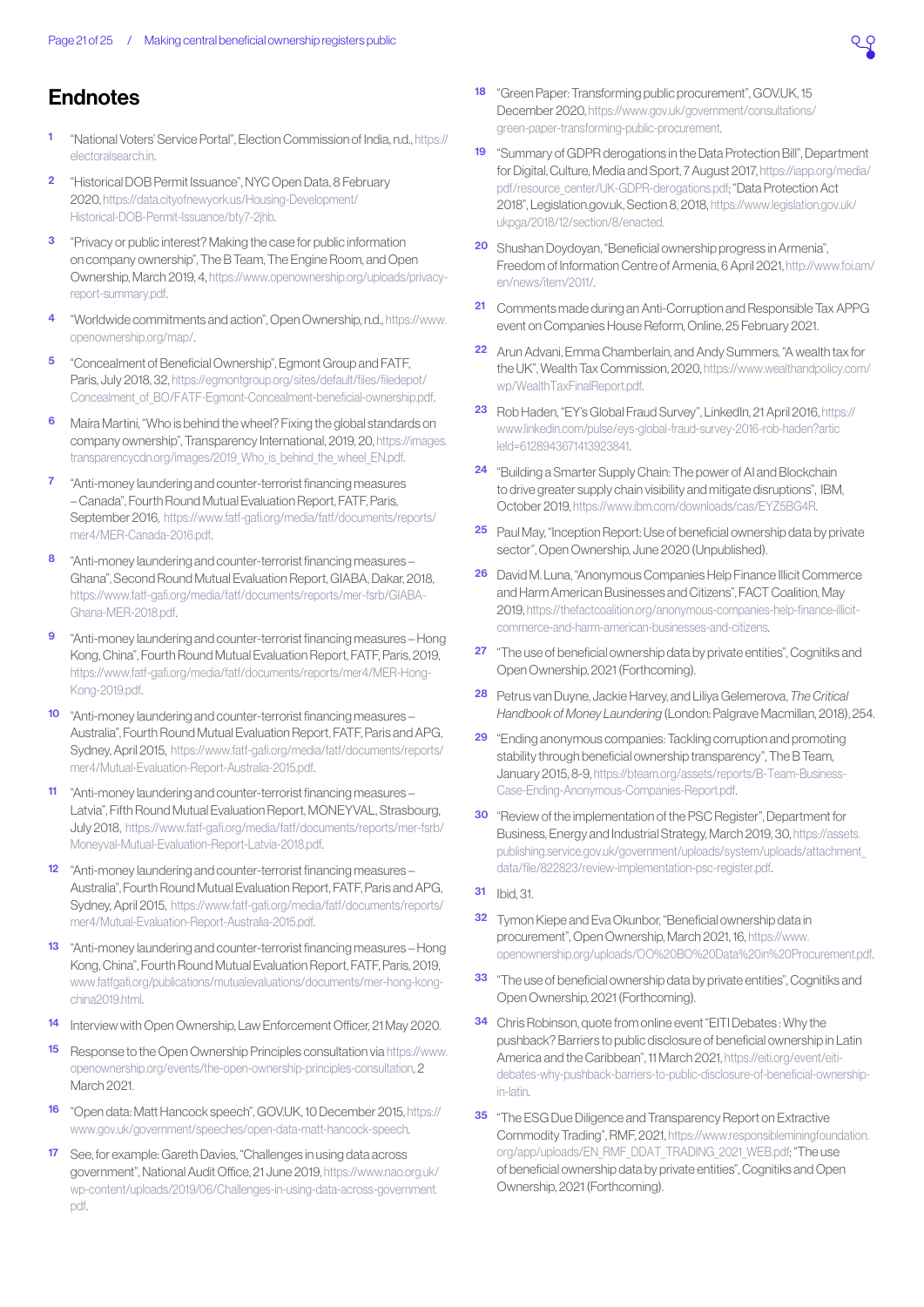# Endnotes

1. "National Voters' Service Portal", Election Commission of India, n.d., https://electoralsearch.in.
2. "Historical DOB Permit Issuance", NYC Open Data, 8 February 2020, https://data.cityofnewyork.us/Housing-Development/Historical-DOB-Permit-Issuance/bty7-2jhb.
3. "Privacy or public interest? Making the case for public information on company ownership", The B Team, The Engine Room, and Open Ownership, March 2019, 4, https://www.openownership.org/uploads/privacy-report-summary.pdf.
4. "Worldwide commitments and action", Open Ownership, n.d., https://www.openownership.org/map/.
5. "Concealment of Beneficial Ownership", Egmont Group and FATF, Paris, July 2018, 32, https://egmontgroup.org/sites/default/files/filedepot/Concealment_of_BO/FATF-Egmont-Concealment-beneficial-ownership.pdf.
6. Maíra Martini, "Who is behind the wheel? Fixing the global standards on company ownership", Transparency International, 2019, 20, https://images.transparencycdn.org/images/2019_Who_is_behind_the_wheel_EN.pdf.
7. "Anti-money laundering and counter-terrorist financing measures – Canada", Fourth Round Mutual Evaluation Report, FATF, Paris, September 2016, https://www.fatf-gafi.org/media/fatf/documents/reports/mer4/MER-Canada-2016.pdf.
8. "Anti-money laundering and counter-terrorist financing measures – Ghana", Second Round Mutual Evaluation Report, GIABA, Dakar, 2018, https://www.fatf-gafi.org/media/fatf/documents/reports/mer-fsrb/GIABA-Ghana-MER-2018.pdf.
9. "Anti-money laundering and counter-terrorist financing measures – Hong Kong, China", Fourth Round Mutual Evaluation Report, FATF, Paris, 2019, https://www.fatf-gafi.org/media/fatf/documents/reports/mer4/MER-Hong-Kong-2019.pdf.
10. "Anti-money laundering and counter-terrorist financing measures – Australia", Fourth Round Mutual Evaluation Report, FATF, Paris and APG, Sydney, April 2015, https://www.fatf-gafi.org/media/fatf/documents/reports/mer4/Mutual-Evaluation-Report-Australia-2015.pdf.
11. "Anti-money laundering and counter-terrorist financing measures – Latvia", Fifth Round Mutual Evaluation Report, MONEYVAL, Strasbourg, July 2018, https://www.fatf-gafi.org/media/fatf/documents/reports/mer-fsrb/Moneyval-Mutual-Evaluation-Report-Latvia-2018.pdf.
12. "Anti-money laundering and counter-terrorist financing measures – Australia", Fourth Round Mutual Evaluation Report, FATF, Paris and APG, Sydney, April 2015, https://www.fatf-gafi.org/media/fatf/documents/reports/mer4/Mutual-Evaluation-Report-Australia-2015.pdf.
13. "Anti-money laundering and counter-terrorist financing measures – Hong Kong, China", Fourth Round Mutual Evaluation Report, FATF, Paris, 2019, www.fatfgafi.org/publications/mutualevaluations/documents/mer-hong-kong-china2019.html.
14. Interview with Open Ownership, Law Enforcement Officer, 21 May 2020.
15. Response to the Open Ownership Principles consultation via https://www.openownership.org/events/the-open-ownership-principles-consultation, 2 March 2021.
16. "Open data: Matt Hancock speech", GOV.UK, 10 December 2015, https://www.gov.uk/government/speeches/open-data-matt-hancock-speech.
17. See, for example: Gareth Davies, "Challenges in using data across government", National Audit Office, 21 June 2019, https://www.nao.org.uk/wp-content/uploads/2019/06/Challenges-in-using-data-across-government.pdf.
18. "Green Paper: Transforming public procurement", GOV.UK, 15 December 2020, https://www.gov.uk/government/consultations/green-paper-transforming-public-procurement.
19. "Summary of GDPR derogations in the Data Protection Bill", Department for Digital, Culture, Media and Sport, 7 August 2017, https://iapp.org/media/pdf/resource_center/UK-GDPR-derogations.pdf; "Data Protection Act 2018", Legislation.gov.uk, Section 8, 2018, https://www.legislation.gov.uk/ukpga/2018/12/section/8/enacted.
20. Shushan Doydoyan, "Beneficial ownership progress in Armenia", Freedom of Information Centre of Armenia, 6 April 2021, http://www.foi.am/en/news/item/2011/.
21. Comments made during an Anti-Corruption and Responsible Tax APPG event on Companies House Reform, Online, 25 February 2021.
22. Arun Advani, Emma Chamberlain, and Andy Summers, "A wealth tax for the UK", Wealth Tax Commission, 2020, https://www.wealthandpolicy.com/wp/WealthTaxFinalReport.pdf.
23. Rob Haden, "EY's Global Fraud Survey", LinkedIn, 21 April 2016, https://www.linkedin.com/pulse/eys-global-fraud-survey-2016-rob-haden?articleId=6128943671413923841.
24. "Building a Smarter Supply Chain: The power of AI and Blockchain to drive greater supply chain visibility and mitigate disruptions", IBM, October 2019, https://www.ibm.com/downloads/cas/EYZ5BG4R.
25. Paul May, "Inception Report: Use of beneficial ownership data by private sector", Open Ownership, June 2020 (Unpublished).
26. David M. Luna, "Anonymous Companies Help Finance Illicit Commerce and Harm American Businesses and Citizens", FACT Coalition, May 2019, https://thefactcoalition.org/anonymous-companies-help-finance-illicit-commerce-and-harm-american-businesses-and-citizens.
27. "The use of beneficial ownership data by private entities", Cognitiks and Open Ownership, 2021 (Forthcoming).
28. Petrus van Duyne, Jackie Harvey, and Liliya Gelemerova, *The Critical Handbook of Money Laundering* (London: Palgrave Macmillan, 2018), 254.
29. "Ending anonymous companies: Tackling corruption and promoting stability through beneficial ownership transparency", The B Team, January 2015, 8-9, https://bteam.org/assets/reports/B-Team-Business-Case-Ending-Anonymous-Companies-Report.pdf.
30. "Review of the implementation of the PSC Register", Department for Business, Energy and Industrial Strategy, March 2019, 30, https://assets.publishing.service.gov.uk/government/uploads/system/uploads/attachment_data/file/822823/review-implementation-psc-register.pdf.
31. Ibid, 31.
32. Tymon Kiepe and Eva Okunbor, "Beneficial ownership data in procurement", Open Ownership, March 2021, 16, https://www.openownership.org/uploads/OO%20BO%20Data%20in%20Procurement.pdf.
33. "The use of beneficial ownership data by private entities", Cognitiks and Open Ownership, 2021 (Forthcoming).
34. Chris Robinson, quote from online event "EITI Debates : Why the pushback? Barriers to public disclosure of beneficial ownership in Latin America and the Caribbean", 11 March 2021, https://eiti.org/event/eiti-debates-why-pushback-barriers-to-public-disclosure-of-beneficial-ownership-in-latin.
35. "The ESG Due Diligence and Transparency Report on Extractive Commodity Trading", RMF, 2021, https://www.responsibleminingfoundation.org/app/uploads/EN_RMF_DDAT_TRADING_2021_WEB.pdf; "The use of beneficial ownership data by private entities", Cognitiks and Open Ownership, 2021 (Forthcoming).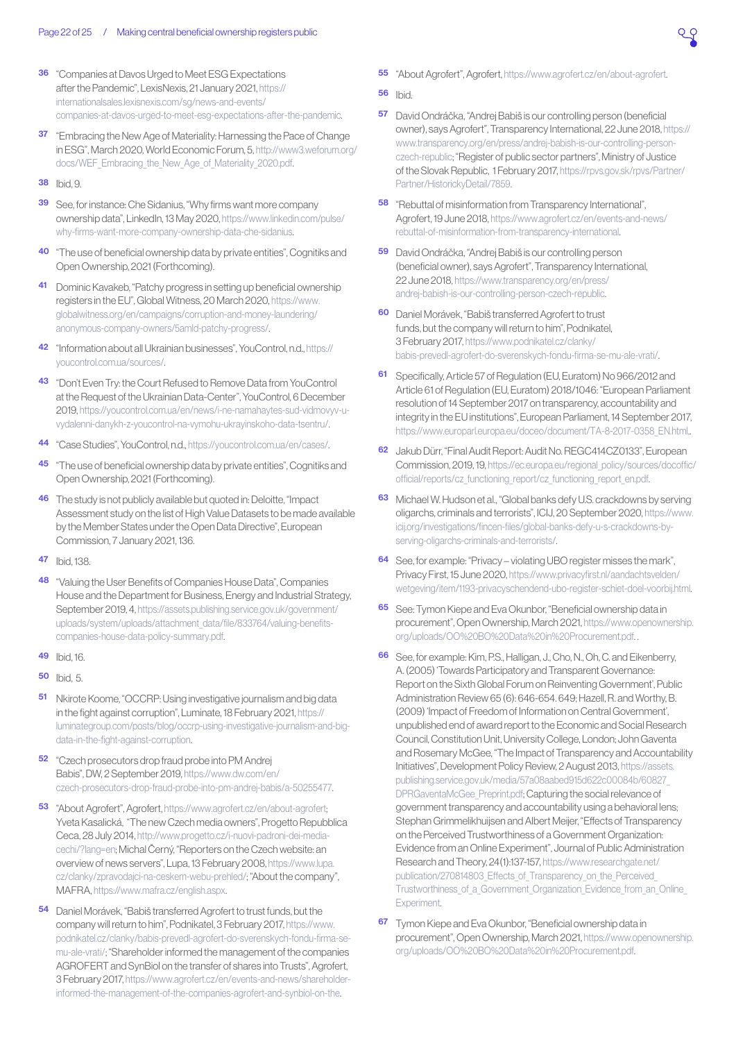36 "Companies at Davos Urged to Meet ESG Expectations after the Pandemic", LexisNexis, 21 January 2021, https://internationalsales.lexisnexis.com/sg/news-and-events/companies-at-davos-urged-to-meet-esg-expectations-after-the-pandemic.

37 "Embracing the New Age of Materiality: Harnessing the Pace of Change in ESG", March 2020, World Economic Forum, 5, http://www3.weforum.org/docs/WEF_Embracing_the_New_Age_of_Materiality_2020.pdf.

38 Ibid, 9.

39 See, for instance: Che Sidanius, "Why firms want more company ownership data", LinkedIn, 13 May 2020, https://www.linkedin.com/pulse/why-firms-want-more-company-ownership-data-che-sidanius.

40 "The use of beneficial ownership data by private entities", Cognitiks and Open Ownership, 2021 (Forthcoming).

41 Dominic Kavakeb, "Patchy progress in setting up beneficial ownership registers in the EU", Global Witness, 20 March 2020, https://www.globalwitness.org/en/campaigns/corruption-and-money-laundering/anonymous-company-owners/5amld-patchy-progress/.

42 "Information about all Ukrainian businesses", YouControl, n.d., https://youcontrol.com.ua/sources/.

43 "Don't Even Try: the Court Refused to Remove Data from YouControl at the Request of the Ukrainian Data-Center", YouControl, 6 December 2019, https://youcontrol.com.ua/en/news/i-ne-namahaytes-sud-vidmovyv-u-vydalenni-danykh-z-youcontrol-na-vymohu-ukrayinskoho-data-tsentru/.

44 "Case Studies", YouControl, n.d., https://youcontrol.com.ua/en/cases/.

45 "The use of beneficial ownership data by private entities", Cognitiks and Open Ownership, 2021 (Forthcoming).

46 The study is not publicly available but quoted in: Deloitte, "Impact Assessment study on the list of High Value Datasets to be made available by the Member States under the Open Data Directive", European Commission, 7 January 2021, 136.

47 Ibid, 138.

48 "Valuing the User Benefits of Companies House Data", Companies House and the Department for Business, Energy and Industrial Strategy, September 2019, 4, https://assets.publishing.service.gov.uk/government/uploads/system/uploads/attachment_data/file/833764/valuing-benefits-companies-house-data-policy-summary.pdf.

49 Ibid, 16.

50 Ibid, 5.

51 Nkirote Koome, "OCCRP: Using investigative journalism and big data in the fight against corruption", Luminate, 18 February 2021, https://luminategroup.com/posts/blog/occrp-using-investigative-journalism-and-big-data-in-the-fight-against-corruption.

52 "Czech prosecutors drop fraud probe into PM Andrej Babis", DW, 2 September 2019, https://www.dw.com/en/czech-prosecutors-drop-fraud-probe-into-pm-andrej-babis/a-50255477.

53 "About Agrofert", Agrofert, https://www.agrofert.cz/en/about-agrofert; Yveta Kasalická, "The new Czech media owners", Progetto Repubblica Ceca, 28 July 2014, http://www.progetto.cz/i-nuovi-padroni-dei-media-cechi/?lang=en; Michal Černý, "Reporters on the Czech website: an overview of news servers", Lupa, 13 February 2008, https://www.lupa.cz/clanky/zpravodajci-na-ceskem-webu-prehled/; "About the company", MAFRA, https://www.mafra.cz/english.aspx.

54 Daniel Morávek, "Babiš transferred Agrofert to trust funds, but the company will return to him", Podnikatel, 3 February 2017, https://www.podnikatel.cz/clanky/babis-prevedl-agrofert-do-sverenskych-fondu-firma-se-mu-ale-vrati/; "Shareholder informed the management of the companies AGROFERT and SynBiol on the transfer of shares into Trusts", Agrofert, 3 February 2017, https://www.agrofert.cz/en/events-and-news/shareholder-informed-the-management-of-the-companies-agrofert-and-synbiol-on-the.

55 "About Agrofert", Agrofert, https://www.agrofert.cz/en/about-agrofert.

56 Ibid.

57 David Ondráčka, "Andrej Babiš is our controlling person (beneficial owner), says Agrofert", Transparency International, 22 June 2018, https://www.transparency.org/en/press/andrej-babish-is-our-controlling-person-czech-republic; "Register of public sector partners", Ministry of Justice of the Slovak Republic, 1 February 2017, https://rpvs.gov.sk/rpvs/Partner/Partner/HistorickyDetail/7859.

58 "Rebuttal of misinformation from Transparency International", Agrofert, 19 June 2018, https://www.agrofert.cz/en/events-and-news/rebuttal-of-misinformation-from-transparency-international.

59 David Ondráčka, "Andrej Babiš is our controlling person (beneficial owner), says Agrofert", Transparency International, 22 June 2018, https://www.transparency.org/en/press/andrej-babish-is-our-controlling-person-czech-republic.

60 Daniel Morávek, "Babiš transferred Agrofert to trust funds, but the company will return to him", Podnikatel, 3 February 2017, https://www.podnikatel.cz/clanky/babis-prevedl-agrofert-do-sverenskych-fondu-firma-se-mu-ale-vrati/.

61 Specifically, Article 57 of Regulation (EU, Euratom) No 966/2012 and Article 61 of Regulation (EU, Euratom) 2018/1046: "European Parliament resolution of 14 September 2017 on transparency, accountability and integrity in the EU institutions", European Parliament, 14 September 2017, https://www.europarl.europa.eu/doceo/document/TA-8-2017-0358_EN.html..

62 Jakub Dürr, "Final Audit Report: Audit No. REGC414CZ0133", European Commission, 2019, 19, https://ec.europa.eu/regional_policy/sources/docoffic/official/reports/cz_functioning_report/cz_functioning_report_en.pdf.

63 Michael W. Hudson et al., "Global banks defy U.S. crackdowns by serving oligarchs, criminals and terrorists", ICIJ, 20 September 2020, https://www.icij.org/investigations/fincen-files/global-banks-defy-u-s-crackdowns-by-serving-oligarchs-criminals-and-terrorists/.

64 See, for example: "Privacy – violating UBO register misses the mark", Privacy First, 15 June 2020, https://www.privacyfirst.nl/aandachtsvelden/wetgeving/item/1193-privacyschendend-ubo-register-schiet-doel-voorbij.html.

65 See: Tymon Kiepe and Eva Okunbor, "Beneficial ownership data in procurement", Open Ownership, March 2021, https://www.openownership.org/uploads/OO%20BO%20Data%20in%20Procurement.pdf. .

66 See, for example: Kim, P.S., Halligan, J., Cho, N., Oh, C. and Eikenberry, A. (2005) 'Towards Participatory and Transparent Governance: Report on the Sixth Global Forum on Reinventing Government', Public Administration Review 65 (6): 646-654. 649; Hazell, R. and Worthy, B. (2009) 'Impact of Freedom of Information on Central Government', unpublished end of award report to the Economic and Social Research Council, Constitution Unit, University College, London; John Gaventa and Rosemary McGee, "The Impact of Transparency and Accountability Initiatives", Development Policy Review, 2 August 2013, https://assets.publishing.service.gov.uk/media/57a08aabed915d622c00084b/60827_DPRGaventaMcGee_Preprint.pdf; Capturing the social relevance of government transparency and accountability using a behavioral lens; Stephan Grimmelikhuijsen and Albert Meijer, "Effects of Transparency on the Perceived Trustworthiness of a Government Organization: Evidence from an Online Experiment", Journal of Public Administration Research and Theory, 24(1):137-157, https://www.researchgate.net/publication/270814803_Effects_of_Transparency_on_the_Perceived_Trustworthiness_of_a_Government_Organization_Evidence_from_an_Online_Experiment.

67 Tymon Kiepe and Eva Okunbor, "Beneficial ownership data in procurement", Open Ownership, March 2021, https://www.openownership.org/uploads/OO%20BO%20Data%20in%20Procurement.pdf.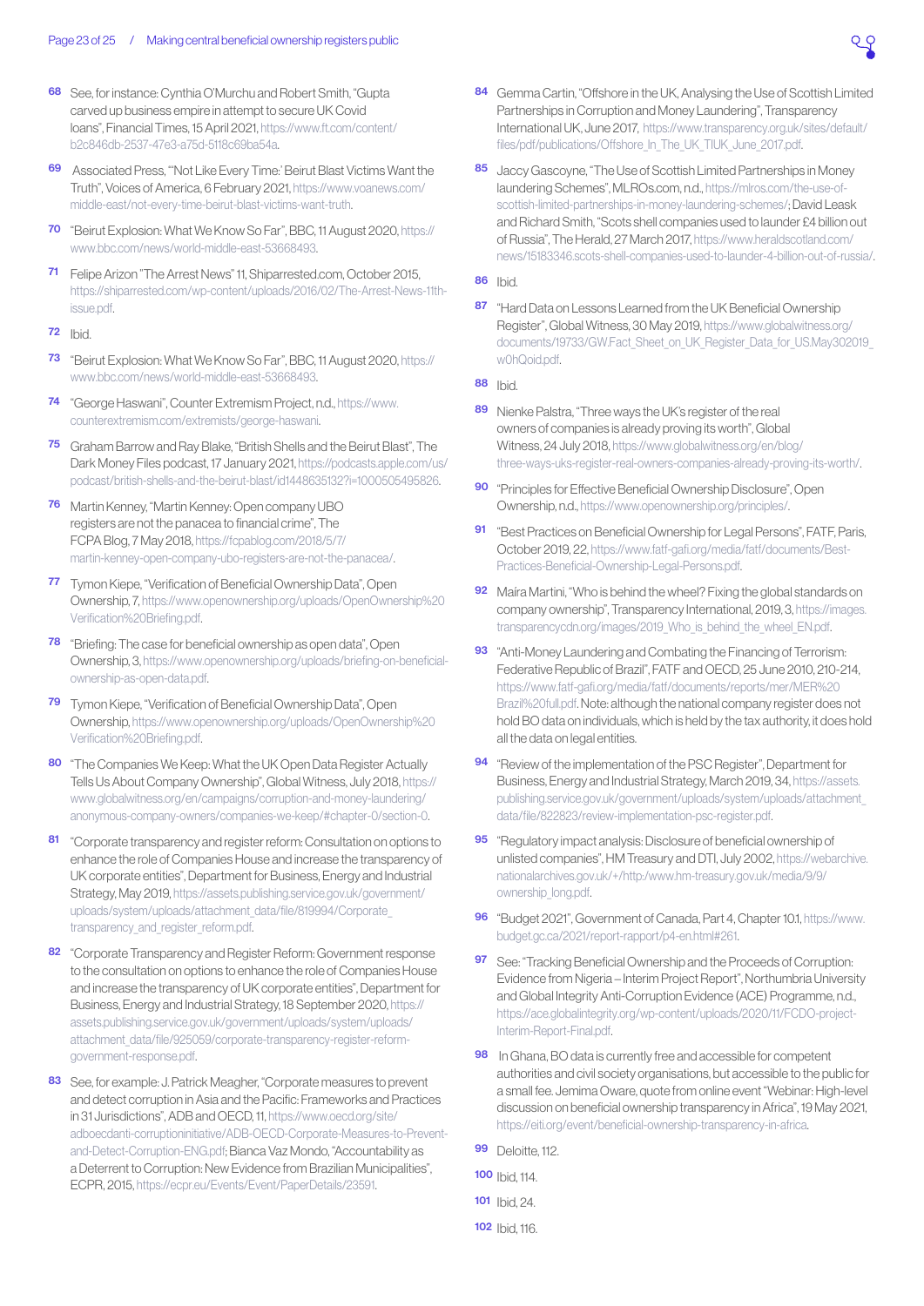68 See, for instance: Cynthia O'Murchu and Robert Smith, "Gupta carved up business empire in attempt to secure UK Covid loans", Financial Times, 15 April 2021, https://www.ft.com/content/b2c846db-2537-47e3-a75d-5118c69ba54a.

69 Associated Press, "'Not Like Every Time:' Beirut Blast Victims Want the Truth", Voices of America, 6 February 2021, https://www.voanews.com/middle-east/not-every-time-beirut-blast-victims-want-truth.

70 "Beirut Explosion: What We Know So Far", BBC, 11 August 2020, https://www.bbc.com/news/world-middle-east-53668493.

71 Felipe Arizon "The Arrest News" 11, Shiparrested.com, October 2015, https://shiparrested.com/wp-content/uploads/2016/02/The-Arrest-News-11th-issue.pdf.

72 Ibid.

73 "Beirut Explosion: What We Know So Far", BBC, 11 August 2020, https://www.bbc.com/news/world-middle-east-53668493.

74 "George Haswani", Counter Extremism Project, n.d., https://www.counterextremism.com/extremists/george-haswani.

75 Graham Barrow and Ray Blake, "British Shells and the Beirut Blast", The Dark Money Files podcast, 17 January 2021, https://podcasts.apple.com/us/podcast/british-shells-and-the-beirut-blast/id1448635132?i=1000505495826.

76 Martin Kenney, "Martin Kenney: Open company UBO registers are not the panacea to financial crime", The FCPA Blog, 7 May 2018, https://fcpablog.com/2018/5/7/martin-kenney-open-company-ubo-registers-are-not-the-panacea/.

77 Tymon Kiepe, "Verification of Beneficial Ownership Data", Open Ownership, 7, https://www.openownership.org/uploads/OpenOwnership%20Verification%20Briefing.pdf.

78 "Briefing: The case for beneficial ownership as open data", Open Ownership, 3, https://www.openownership.org/uploads/briefing-on-beneficial-ownership-as-open-data.pdf.

79 Tymon Kiepe, "Verification of Beneficial Ownership Data", Open Ownership, https://www.openownership.org/uploads/OpenOwnership%20Verification%20Briefing.pdf.

80 "The Companies We Keep: What the UK Open Data Register Actually Tells Us About Company Ownership", Global Witness, July 2018, https://www.globalwitness.org/en/campaigns/corruption-and-money-laundering/anonymous-company-owners/companies-we-keep/#chapter-0/section-0.

81 "Corporate transparency and register reform: Consultation on options to enhance the role of Companies House and increase the transparency of UK corporate entities", Department for Business, Energy and Industrial Strategy, May 2019, https://assets.publishing.service.gov.uk/government/uploads/system/uploads/attachment_data/file/819994/Corporate_transparency_and_register_reform.pdf.

82 "Corporate Transparency and Register Reform: Government response to the consultation on options to enhance the role of Companies House and increase the transparency of UK corporate entities", Department for Business, Energy and Industrial Strategy, 18 September 2020, https://assets.publishing.service.gov.uk/government/uploads/system/uploads/attachment_data/file/925059/corporate-transparency-register-reform-government-response.pdf.

83 See, for example: J. Patrick Meagher, "Corporate measures to prevent and detect corruption in Asia and the Pacific: Frameworks and Practices in 31 Jurisdictions", ADB and OECD, 11, https://www.oecd.org/site/adboecdanti-corruptioninitiative/ADB-OECD-Corporate-Measures-to-Prevent-and-Detect-Corruption-ENG.pdf; Bianca Vaz Mondo, "Accountability as a Deterrent to Corruption: New Evidence from Brazilian Municipalities", ECPR, 2015, https://ecpr.eu/Events/Event/PaperDetails/23591.

84 Gemma Cartin, "Offshore in the UK, Analysing the Use of Scottish Limited Partnerships in Corruption and Money Laundering", Transparency International UK, June 2017, https://www.transparency.org.uk/sites/default/files/pdf/publications/Offshore_In_The_UK_TIUK_June_2017.pdf.

85 Jaccy Gascoyne, "The Use of Scottish Limited Partnerships in Money laundering Schemes", MLROs.com, n.d., https://mlros.com/the-use-of-scottish-limited-partnerships-in-money-laundering-schemes/; David Leask and Richard Smith, "Scots shell companies used to launder £4 billion out of Russia", The Herald, 27 March 2017, https://www.heraldscotland.com/news/15183346.scots-shell-companies-used-to-launder-4-billion-out-of-russia/.

86 Ibid.

87 "Hard Data on Lessons Learned from the UK Beneficial Ownership Register", Global Witness, 30 May 2019, https://www.globalwitness.org/documents/19733/GW.Fact_Sheet_on_UK_Register_Data_for_US.May302019_w0hQoid.pdf.

88 Ibid.

89 Nienke Palstra, "Three ways the UK's register of the real owners of companies is already proving its worth", Global Witness, 24 July 2018, https://www.globalwitness.org/en/blog/three-ways-uks-register-real-owners-companies-already-proving-its-worth/.

90 "Principles for Effective Beneficial Ownership Disclosure", Open Ownership, n.d., https://www.openownership.org/principles/.

91 "Best Practices on Beneficial Ownership for Legal Persons", FATF, Paris, October 2019, 22, https://www.fatf-gafi.org/media/fatf/documents/Best-Practices-Beneficial-Ownership-Legal-Persons.pdf.

92 Maira Martini, "Who is behind the wheel? Fixing the global standards on company ownership", Transparency International, 2019, 3, https://images.transparencycdn.org/images/2019_Who_is_behind_the_wheel_EN.pdf.

93 "Anti-Money Laundering and Combating the Financing of Terrorism: Federative Republic of Brazil", FATF and OECD, 25 June 2010, 210-214, https://www.fatf-gafi.org/media/fatf/documents/reports/mer/MER%20Brazil%20full.pdf. Note: although the national company register does not hold BO data on individuals, which is held by the tax authority, it does hold all the data on legal entities.

94 "Review of the implementation of the PSC Register", Department for Business, Energy and Industrial Strategy, March 2019, 34, https://assets.publishing.service.gov.uk/government/uploads/system/uploads/attachment_data/file/822823/review-implementation-psc-register.pdf.

95 "Regulatory impact analysis: Disclosure of beneficial ownership of unlisted companies", HM Treasury and DTI, July 2002, https://webarchive.nationalarchives.gov.uk/+/http:/www.hm-treasury.gov.uk/media/9/9/ownership_long.pdf.

96 "Budget 2021", Government of Canada, Part 4, Chapter 10.1, https://www.budget.gc.ca/2021/report-rapport/p4-en.html#261.

97 See: "Tracking Beneficial Ownership and the Proceeds of Corruption: Evidence from Nigeria – Interim Project Report", Northumbria University and Global Integrity Anti-Corruption Evidence (ACE) Programme, n.d., https://ace.globalintegrity.org/wp-content/uploads/2020/11/FCDO-project-Interim-Report-Final.pdf.

98 In Ghana, BO data is currently free and accessible for competent authorities and civil society organisations, but accessible to the public for a small fee. Jemima Oware, quote from online event "Webinar: High-level discussion on beneficial ownership transparency in Africa", 19 May 2021, https://eiti.org/event/beneficial-ownership-transparency-in-africa.

99 Deloitte, 112.

100 Ibid, 114.

101 Ibid, 24.

102 Ibid, 116.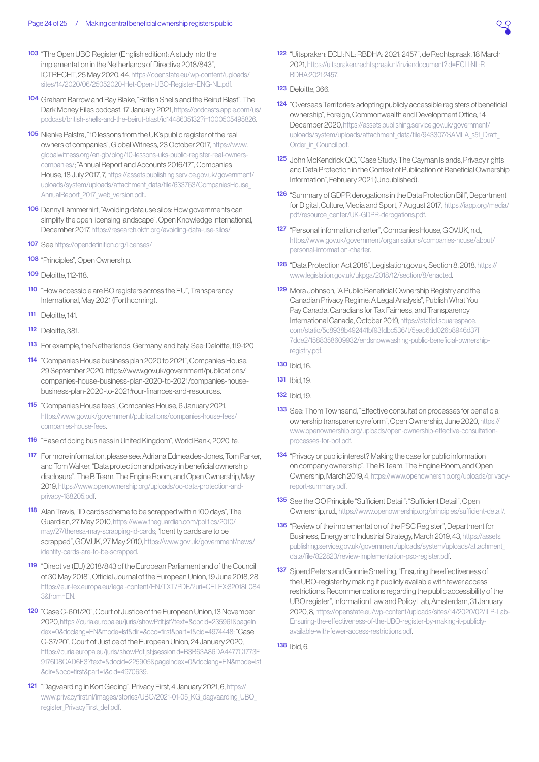103 "The Open UBO Register (English edition): A study into the implementation in the Netherlands of Directive 2018/843", ICTRECHT, 25 May 2020, 44, https://openstate.eu/wp-content/uploads/sites/14/2020/06/25052020-Het-Open-UBO-Register-ENG-NL.pdf.

104 Graham Barrow and Ray Blake, "British Shells and the Beirut Blast", The Dark Money Files podcast, 17 January 2021, https://podcasts.apple.com/us/podcast/british-shells-and-the-beirut-blast/id1448635132?i=1000505495826.

105 Nienke Palstra, "10 lessons from the UK's public register of the real owners of companies", Global Witness, 23 October 2017, https://www.globalwitness.org/en-gb/blog/10-lessons-uks-public-register-real-owners-companies/; "Annual Report and Accounts 2016/17", Companies House, 18 July 2017, 7, https://assets.publishing.service.gov.uk/government/uploads/system/uploads/attachment_data/file/633763/CompaniesHouse_AnnualReport_2017_web_version.pdf..

106 Danny Lämmerhirt, "Avoiding data use silos: How governments can simplify the open licensing landscape", Open Knowledge International, December 2017, https://research.okfn.org/avoiding-data-use-silos/

107 See https://opendefinition.org/licenses/

108 "Principles", Open Ownership.

109 Deloitte, 112-118.

110 "How accessible are BO registers across the EU", Transparency International, May 2021 (Forthcoming).

111 Deloitte, 141.

112 Deloitte, 381.

113 For example, the Netherlands, Germany, and Italy. See: Deloitte, 119-120

114 "Companies House business plan 2020 to 2021", Companies House, 29 September 2020, https://www.gov.uk/government/publications/companies-house-business-plan-2020-to-2021/companies-house-business-plan-2020-to-2021#our-finances-and-resources.

115 "Companies House fees", Companies House, 6 January 2021, https://www.gov.uk/government/publications/companies-house-fees/companies-house-fees.

116 "Ease of doing business in United Kingdom", World Bank, 2020, te.

117 For more information, please see: Adriana Edmeades-Jones, Tom Parker, and Tom Walker, "Data protection and privacy in beneficial ownership disclosure", The B Team, The Engine Room, and Open Ownership, May 2019, https://www.openownership.org/uploads/oo-data-protection-and-privacy-188205.pdf.

118 Alan Travis, "ID cards scheme to be scrapped within 100 days", The Guardian, 27 May 2010, https://www.theguardian.com/politics/2010/may/27/theresa-may-scrapping-id-cards; "Identity cards are to be scrapped", GOV.UK, 27 May 2010, https://www.gov.uk/government/news/identity-cards-are-to-be-scrapped.

119 "Directive (EU) 2018/843 of the European Parliament and of the Council of 30 May 2018", Official Journal of the European Union, 19 June 2018, 28, https://eur-lex.europa.eu/legal-content/EN/TXT/PDF/?uri=CELEX:32018L0843&from=EN.

120 "Case C-601/20", Court of Justice of the European Union, 13 November 2020, https://curia.europa.eu/juris/showPdf.jsf?text=&docid=235961&pageIndex=0&doclang=EN&mode=lst&dir=&occ=first&part=1&cid=4974448; "Case C-37/20", Court of Justice of the European Union, 24 January 2020, https://curia.europa.eu/juris/showPdf.jsf;jsessionid=B3B63A86DA4477C1773F9176D8CAD6E3?text=&docid=225905&pageIndex=0&doclang=EN&mode=lst&dir=&occ=first&part=1&cid=4970639.

121 "Dagvaarding in Kort Geding", Privacy First, 4 January 2021, 6, https://www.privacyfirst.nl/images/stories/UBO/2021-01-05_KG_dagvaarding_UBO_register_PrivacyFirst_def.pdf.

122 "Uitspraken: ECLI: NL: RBDHA: 2021: 2457", de Rechtspraak, 18 March 2021, https://uitspraken.rechtspraak.nl/inziendocument?id=ECLI:NL:RBDHA:2021:2457.

123 Deloitte, 366.

124 "Overseas Territories: adopting publicly accessible registers of beneficial ownership", Foreign, Commonwealth and Development Office, 14 December 2020, https://assets.publishing.service.gov.uk/government/uploads/system/uploads/attachment_data/file/943307/SAMLA_s51_Draft_Order_in_Council.pdf.

125 John McKendrick QC, "Case Study: The Cayman Islands, Privacy rights and Data Protection in the Context of Publication of Beneficial Ownership Information", February 2021 (Unpublished).

126 "Summary of GDPR derogations in the Data Protection Bill", Department for Digital, Culture, Media and Sport, 7 August 2017, https://iapp.org/media/pdf/resource_center/UK-GDPR-derogations.pdf.

127 "Personal information charter", Companies House, GOV.UK, n.d., https://www.gov.uk/government/organisations/companies-house/about/personal-information-charter.

128 "Data Protection Act 2018", Legislation.gov.uk, Section 8, 2018, https://www.legislation.gov.uk/ukpga/2018/12/section/8/enacted.

129 Mora Johnson, "A Public Beneficial Ownership Registry and the Canadian Privacy Regime: A Legal Analysis", Publish What You Pay Canada, Canadians for Tax Fairness, and Transparency International Canada, October 2019, https://static1.squarespace.com/static/5c8938b492441bf93fdbc536/t/5eac6dd026b8946d37f7dde2/1588358609932/endsnowwashing-public-beneficial-ownership-registry.pdf.

130 Ibid, 16.

131 Ibid, 19.

132 Ibid, 19.

133 See: Thom Townsend, "Effective consultation processes for beneficial ownership transparency reform", Open Ownership, June 2020, https://www.openownership.org/uploads/open-ownership-effective-consultation-processes-for-bot.pdf.

134 "Privacy or public interest? Making the case for public information on company ownership", The B Team, The Engine Room, and Open Ownership, March 2019, 4, https://www.openownership.org/uploads/privacy-report-summary.pdf.

135 See the OO Principle "Sufficient Detail": "Sufficient Detail", Open Ownership, n.d., https://www.openownership.org/principles/sufficient-detail/.

136 "Review of the implementation of the PSC Register", Department for Business, Energy and Industrial Strategy, March 2019, 43, https://assets.publishing.service.gov.uk/government/uploads/system/uploads/attachment_data/file/822823/review-implementation-psc-register.pdf.

137 Sjoerd Peters and Gonnie Smelting, "Ensuring the effectiveness of the UBO-register by making it publicly available with fewer access restrictions: Recommendations regarding the public accessibility of the UBO register", Information Law and Policy Lab, Amsterdam, 31 January 2020, 8, https://openstate.eu/wp-content/uploads/sites/14/2020/02/ILP-Lab-Ensuring-the-effectiveness-of-the-UBO-register-by-making-it-publicly-available-with-fewer-access-restrictions.pdf.

138 Ibid, 6.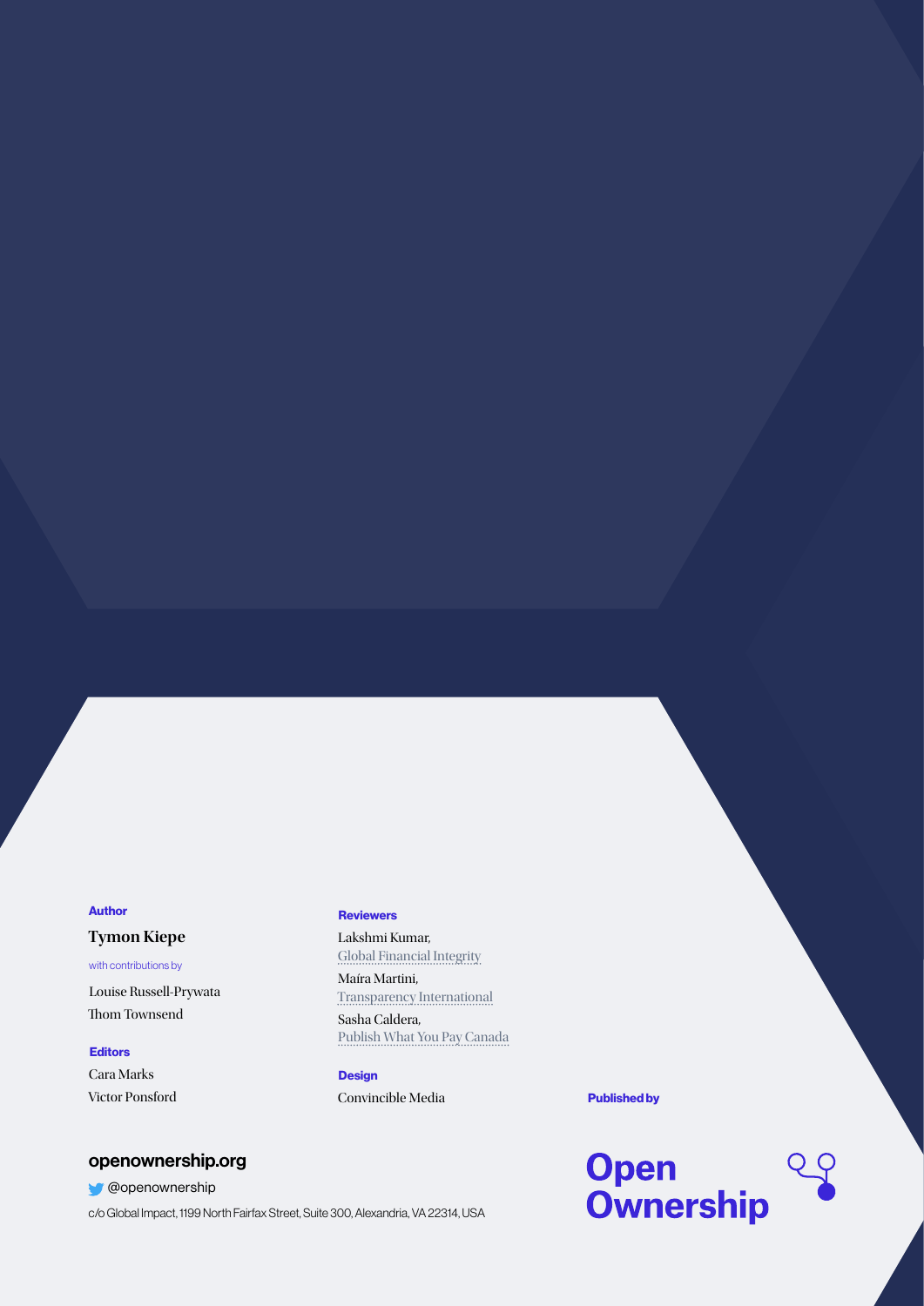**Author**

**Tymon Kiepe**

with contributions by

Louise Russell-Prywata
Thom Townsend

**Editors**

Cara Marks
Victor Ponsford

**Reviewers**

Lakshmi Kumar,
Global Financial Integrity

Maíra Martini,
Transparency International

Sasha Caldera,
Publish What You Pay Canada

**Design**

Convincible Media

**Published by**

Open Ownership

**openownership.org**

@openownership

c/o Global Impact, 1199 North Fairfax Street, Suite 300, Alexandria, VA 22314, USA